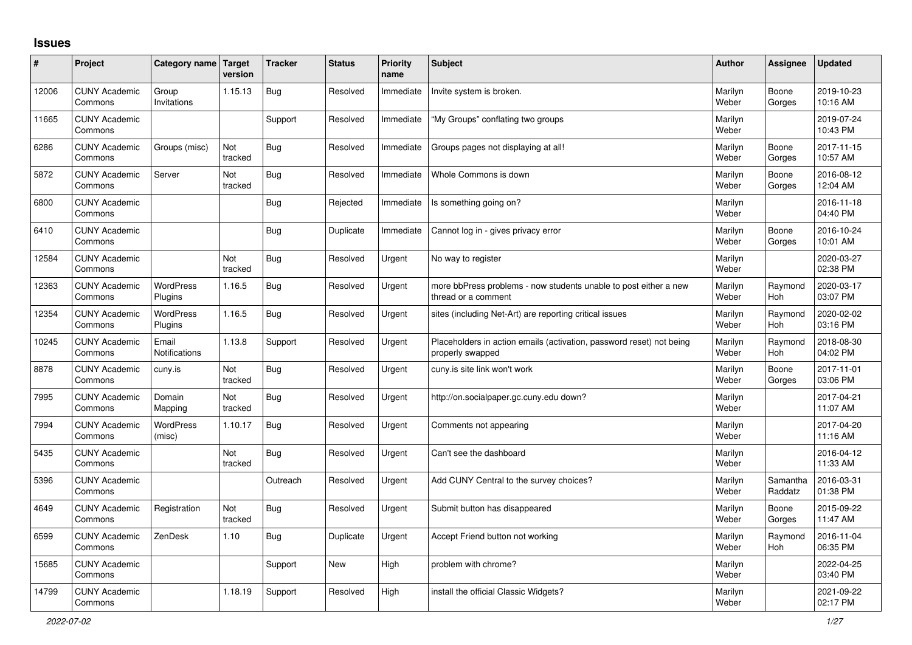# Issues

| # | Project | Category name | Target version | Tracker | Status | Priority name | Subject | Author | Assignee | Updated |
|---|---|---|---|---|---|---|---|---|---|---|
| 12006 | CUNY Academic Commons | Group Invitations | 1.15.13 | Bug | Resolved | Immediate | Invite system is broken. | Marilyn Weber | Boone Gorges | 2019-10-23 10:16 AM |
| 11665 | CUNY Academic Commons | | | Support | Resolved | Immediate | "My Groups" conflating two groups | Marilyn Weber | | 2019-07-24 10:43 PM |
| 6286 | CUNY Academic Commons | Groups (misc) | Not tracked | Bug | Resolved | Immediate | Groups pages not displaying at all! | Marilyn Weber | Boone Gorges | 2017-11-15 10:57 AM |
| 5872 | CUNY Academic Commons | Server | Not tracked | Bug | Resolved | Immediate | Whole Commons is down | Marilyn Weber | Boone Gorges | 2016-08-12 12:04 AM |
| 6800 | CUNY Academic Commons | | | Bug | Rejected | Immediate | Is something going on? | Marilyn Weber | | 2016-11-18 04:40 PM |
| 6410 | CUNY Academic Commons | | | Bug | Duplicate | Immediate | Cannot log in - gives privacy error | Marilyn Weber | Boone Gorges | 2016-10-24 10:01 AM |
| 12584 | CUNY Academic Commons | | Not tracked | Bug | Resolved | Urgent | No way to register | Marilyn Weber | | 2020-03-27 02:38 PM |
| 12363 | CUNY Academic Commons | WordPress Plugins | 1.16.5 | Bug | Resolved | Urgent | more bbPress problems - now students unable to post either a new thread or a comment | Marilyn Weber | Raymond Hoh | 2020-03-17 03:07 PM |
| 12354 | CUNY Academic Commons | WordPress Plugins | 1.16.5 | Bug | Resolved | Urgent | sites (including Net-Art) are reporting critical issues | Marilyn Weber | Raymond Hoh | 2020-02-02 03:16 PM |
| 10245 | CUNY Academic Commons | Email Notifications | 1.13.8 | Support | Resolved | Urgent | Placeholders in action emails (activation, password reset) not being properly swapped | Marilyn Weber | Raymond Hoh | 2018-08-30 04:02 PM |
| 8878 | CUNY Academic Commons | cuny.is | Not tracked | Bug | Resolved | Urgent | cuny.is site link won't work | Marilyn Weber | Boone Gorges | 2017-11-01 03:06 PM |
| 7995 | CUNY Academic Commons | Domain Mapping | Not tracked | Bug | Resolved | Urgent | http://on.socialpaper.gc.cuny.edu down? | Marilyn Weber | | 2017-04-21 11:07 AM |
| 7994 | CUNY Academic Commons | WordPress (misc) | 1.10.17 | Bug | Resolved | Urgent | Comments not appearing | Marilyn Weber | | 2017-04-20 11:16 AM |
| 5435 | CUNY Academic Commons | | Not tracked | Bug | Resolved | Urgent | Can't see the dashboard | Marilyn Weber | | 2016-04-12 11:33 AM |
| 5396 | CUNY Academic Commons | | | Outreach | Resolved | Urgent | Add CUNY Central to the survey choices? | Marilyn Weber | Samantha Raddatz | 2016-03-31 01:38 PM |
| 4649 | CUNY Academic Commons | Registration | Not tracked | Bug | Resolved | Urgent | Submit button has disappeared | Marilyn Weber | Boone Gorges | 2015-09-22 11:47 AM |
| 6599 | CUNY Academic Commons | ZenDesk | 1.10 | Bug | Duplicate | Urgent | Accept Friend button not working | Marilyn Weber | Raymond Hoh | 2016-11-04 06:35 PM |
| 15685 | CUNY Academic Commons | | | Support | New | High | problem with chrome? | Marilyn Weber | | 2022-04-25 03:40 PM |
| 14799 | CUNY Academic Commons | | 1.18.19 | Support | Resolved | High | install the official Classic Widgets? | Marilyn Weber | | 2021-09-22 02:17 PM |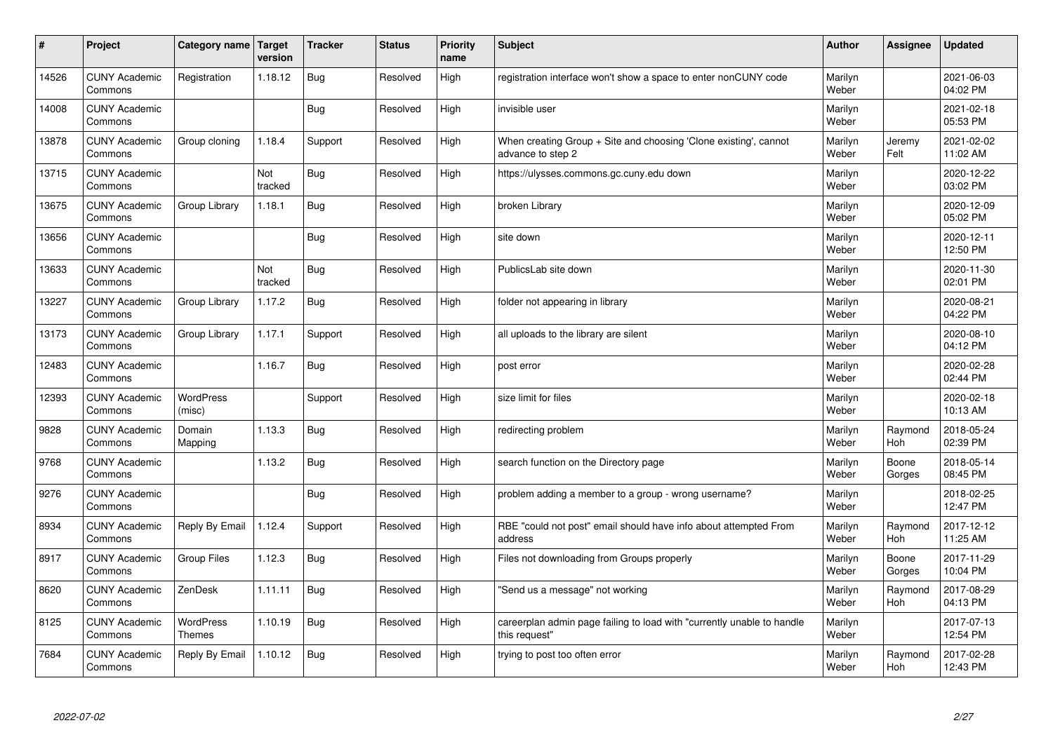| # | Project | Category name | Target version | Tracker | Status | Priority name | Subject | Author | Assignee | Updated |
|---|---|---|---|---|---|---|---|---|---|---|
| 14526 | CUNY Academic Commons | Registration | 1.18.12 | Bug | Resolved | High | registration interface won't show a space to enter nonCUNY code | Marilyn Weber | | 2021-06-03 04:02 PM |
| 14008 | CUNY Academic Commons | | | Bug | Resolved | High | invisible user | Marilyn Weber | | 2021-02-18 05:53 PM |
| 13878 | CUNY Academic Commons | Group cloning | 1.18.4 | Support | Resolved | High | When creating Group + Site and choosing 'Clone existing', cannot advance to step 2 | Marilyn Weber | Jeremy Felt | 2021-02-02 11:02 AM |
| 13715 | CUNY Academic Commons | | Not tracked | Bug | Resolved | High | https://ulysses.commons.gc.cuny.edu down | Marilyn Weber | | 2020-12-22 03:02 PM |
| 13675 | CUNY Academic Commons | Group Library | 1.18.1 | Bug | Resolved | High | broken Library | Marilyn Weber | | 2020-12-09 05:02 PM |
| 13656 | CUNY Academic Commons | | | Bug | Resolved | High | site down | Marilyn Weber | | 2020-12-11 12:50 PM |
| 13633 | CUNY Academic Commons | | Not tracked | Bug | Resolved | High | PublicsLab site down | Marilyn Weber | | 2020-11-30 02:01 PM |
| 13227 | CUNY Academic Commons | Group Library | 1.17.2 | Bug | Resolved | High | folder not appearing in library | Marilyn Weber | | 2020-08-21 04:22 PM |
| 13173 | CUNY Academic Commons | Group Library | 1.17.1 | Support | Resolved | High | all uploads to the library are silent | Marilyn Weber | | 2020-08-10 04:12 PM |
| 12483 | CUNY Academic Commons | | 1.16.7 | Bug | Resolved | High | post error | Marilyn Weber | | 2020-02-28 02:44 PM |
| 12393 | CUNY Academic Commons | WordPress (misc) | | Support | Resolved | High | size limit for files | Marilyn Weber | | 2020-02-18 10:13 AM |
| 9828 | CUNY Academic Commons | Domain Mapping | 1.13.3 | Bug | Resolved | High | redirecting problem | Marilyn Weber | Raymond Hoh | 2018-05-24 02:39 PM |
| 9768 | CUNY Academic Commons | | 1.13.2 | Bug | Resolved | High | search function on the Directory page | Marilyn Weber | Boone Gorges | 2018-05-14 08:45 PM |
| 9276 | CUNY Academic Commons | | | Bug | Resolved | High | problem adding a member to a group - wrong username? | Marilyn Weber | | 2018-02-25 12:47 PM |
| 8934 | CUNY Academic Commons | Reply By Email | 1.12.4 | Support | Resolved | High | RBE "could not post" email should have info about attempted From address | Marilyn Weber | Raymond Hoh | 2017-12-12 11:25 AM |
| 8917 | CUNY Academic Commons | Group Files | 1.12.3 | Bug | Resolved | High | Files not downloading from Groups properly | Marilyn Weber | Boone Gorges | 2017-11-29 10:04 PM |
| 8620 | CUNY Academic Commons | ZenDesk | 1.11.11 | Bug | Resolved | High | "Send us a message" not working | Marilyn Weber | Raymond Hoh | 2017-08-29 04:13 PM |
| 8125 | CUNY Academic Commons | WordPress Themes | 1.10.19 | Bug | Resolved | High | careerplan admin page failing to load with "currently unable to handle this request" | Marilyn Weber | | 2017-07-13 12:54 PM |
| 7684 | CUNY Academic Commons | Reply By Email | 1.10.12 | Bug | Resolved | High | trying to post too often error | Marilyn Weber | Raymond Hoh | 2017-02-28 12:43 PM |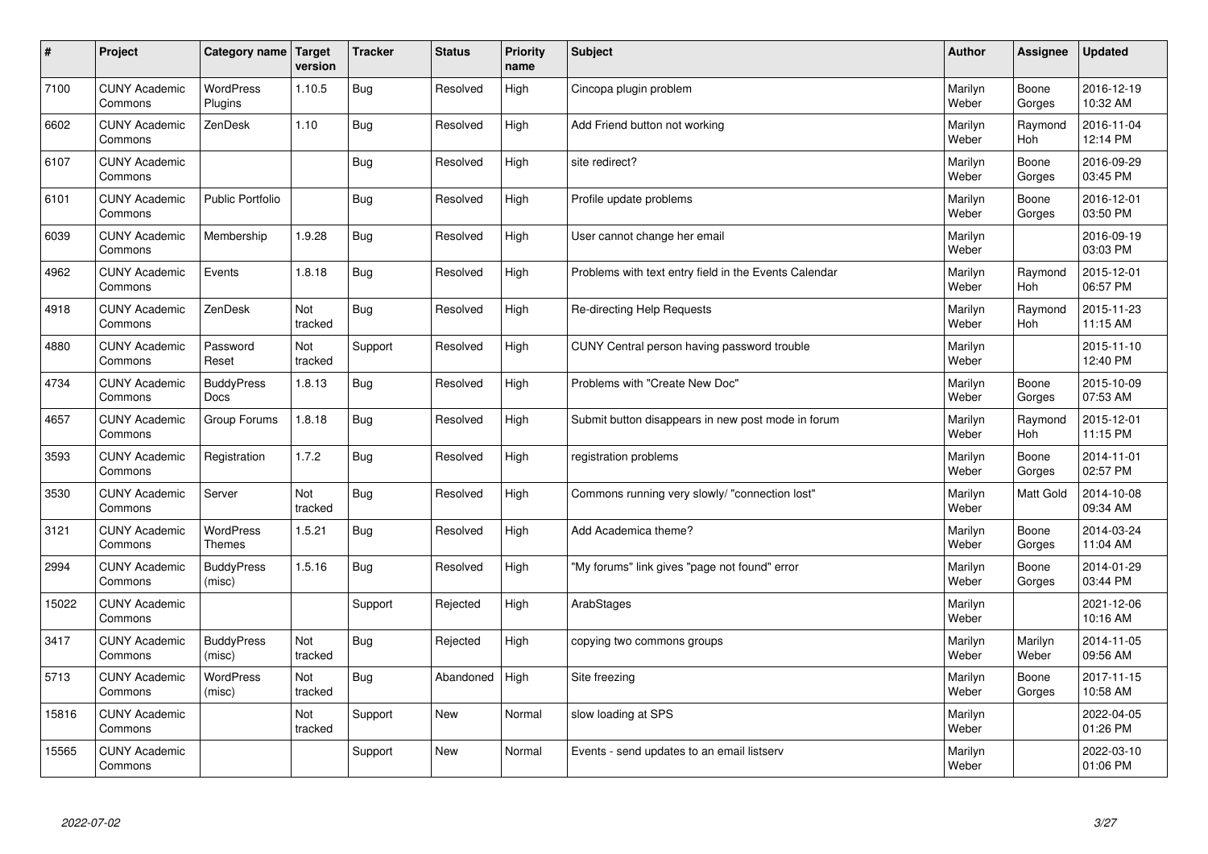| # | Project | Category name | Target version | Tracker | Status | Priority name | Subject | Author | Assignee | Updated |
|---|---|---|---|---|---|---|---|---|---|---|
| 7100 | CUNY Academic Commons | WordPress Plugins | 1.10.5 | Bug | Resolved | High | Cincopa plugin problem | Marilyn Weber | Boone Gorges | 2016-12-19 10:32 AM |
| 6602 | CUNY Academic Commons | ZenDesk | 1.10 | Bug | Resolved | High | Add Friend button not working | Marilyn Weber | Raymond Hoh | 2016-11-04 12:14 PM |
| 6107 | CUNY Academic Commons | | | Bug | Resolved | High | site redirect? | Marilyn Weber | Boone Gorges | 2016-09-29 03:45 PM |
| 6101 | CUNY Academic Commons | Public Portfolio | | Bug | Resolved | High | Profile update problems | Marilyn Weber | Boone Gorges | 2016-12-01 03:50 PM |
| 6039 | CUNY Academic Commons | Membership | 1.9.28 | Bug | Resolved | High | User cannot change her email | Marilyn Weber | | 2016-09-19 03:03 PM |
| 4962 | CUNY Academic Commons | Events | 1.8.18 | Bug | Resolved | High | Problems with text entry field in the Events Calendar | Marilyn Weber | Raymond Hoh | 2015-12-01 06:57 PM |
| 4918 | CUNY Academic Commons | ZenDesk | Not tracked | Bug | Resolved | High | Re-directing Help Requests | Marilyn Weber | Raymond Hoh | 2015-11-23 11:15 AM |
| 4880 | CUNY Academic Commons | Password Reset | Not tracked | Support | Resolved | High | CUNY Central person having password trouble | Marilyn Weber | | 2015-11-10 12:40 PM |
| 4734 | CUNY Academic Commons | BuddyPress Docs | 1.8.13 | Bug | Resolved | High | Problems with "Create New Doc" | Marilyn Weber | Boone Gorges | 2015-10-09 07:53 AM |
| 4657 | CUNY Academic Commons | Group Forums | 1.8.18 | Bug | Resolved | High | Submit button disappears in new post mode in forum | Marilyn Weber | Raymond Hoh | 2015-12-01 11:15 PM |
| 3593 | CUNY Academic Commons | Registration | 1.7.2 | Bug | Resolved | High | registration problems | Marilyn Weber | Boone Gorges | 2014-11-01 02:57 PM |
| 3530 | CUNY Academic Commons | Server | Not tracked | Bug | Resolved | High | Commons running very slowly/ "connection lost" | Marilyn Weber | Matt Gold | 2014-10-08 09:34 AM |
| 3121 | CUNY Academic Commons | WordPress Themes | 1.5.21 | Bug | Resolved | High | Add Academica theme? | Marilyn Weber | Boone Gorges | 2014-03-24 11:04 AM |
| 2994 | CUNY Academic Commons | BuddyPress (misc) | 1.5.16 | Bug | Resolved | High | "My forums" link gives "page not found" error | Marilyn Weber | Boone Gorges | 2014-01-29 03:44 PM |
| 15022 | CUNY Academic Commons | | | Support | Rejected | High | ArabStages | Marilyn Weber | | 2021-12-06 10:16 AM |
| 3417 | CUNY Academic Commons | BuddyPress (misc) | Not tracked | Bug | Rejected | High | copying two commons groups | Marilyn Weber | Marilyn Weber | 2014-11-05 09:56 AM |
| 5713 | CUNY Academic Commons | WordPress (misc) | Not tracked | Bug | Abandoned | High | Site freezing | Marilyn Weber | Boone Gorges | 2017-11-15 10:58 AM |
| 15816 | CUNY Academic Commons | | Not tracked | Support | New | Normal | slow loading at SPS | Marilyn Weber | | 2022-04-05 01:26 PM |
| 15565 | CUNY Academic Commons | | | Support | New | Normal | Events - send updates to an email listserv | Marilyn Weber | | 2022-03-10 01:06 PM |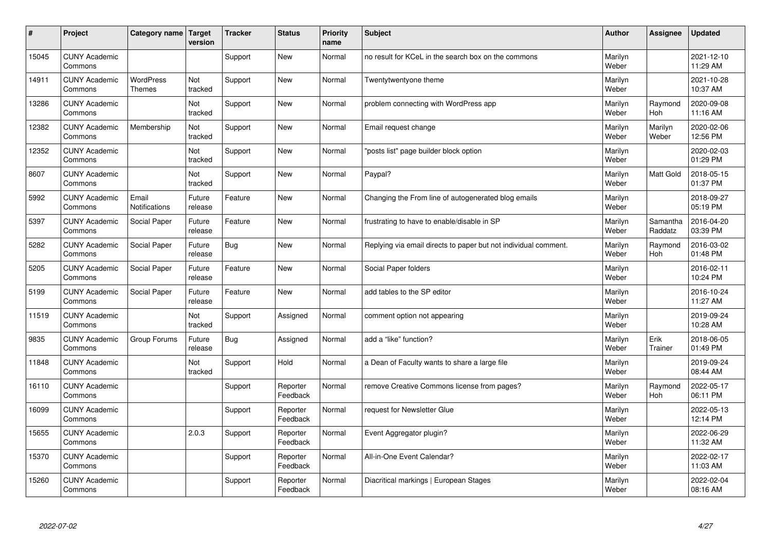| # | Project | Category name | Target version | Tracker | Status | Priority name | Subject | Author | Assignee | Updated |
|---|---|---|---|---|---|---|---|---|---|---|
| 15045 | CUNY Academic Commons | | | Support | New | Normal | no result for KCeL in the search box on the commons | Marilyn Weber | | 2021-12-10 11:29 AM |
| 14911 | CUNY Academic Commons | WordPress Themes | Not tracked | Support | New | Normal | Twentytwentyone theme | Marilyn Weber | | 2021-10-28 10:37 AM |
| 13286 | CUNY Academic Commons | | Not tracked | Support | New | Normal | problem connecting with WordPress app | Marilyn Weber | Raymond Hoh | 2020-09-08 11:16 AM |
| 12382 | CUNY Academic Commons | Membership | Not tracked | Support | New | Normal | Email request change | Marilyn Weber | Marilyn Weber | 2020-02-06 12:56 PM |
| 12352 | CUNY Academic Commons | | Not tracked | Support | New | Normal | "posts list" page builder block option | Marilyn Weber | | 2020-02-03 01:29 PM |
| 8607 | CUNY Academic Commons | | Not tracked | Support | New | Normal | Paypal? | Marilyn Weber | Matt Gold | 2018-05-15 01:37 PM |
| 5992 | CUNY Academic Commons | Email Notifications | Future release | Feature | New | Normal | Changing the From line of autogenerated blog emails | Marilyn Weber | | 2018-09-27 05:19 PM |
| 5397 | CUNY Academic Commons | Social Paper | Future release | Feature | New | Normal | frustrating to have to enable/disable in SP | Marilyn Weber | Samantha Raddatz | 2016-04-20 03:39 PM |
| 5282 | CUNY Academic Commons | Social Paper | Future release | Bug | New | Normal | Replying via email directs to paper but not individual comment. | Marilyn Weber | Raymond Hoh | 2016-03-02 01:48 PM |
| 5205 | CUNY Academic Commons | Social Paper | Future release | Feature | New | Normal | Social Paper folders | Marilyn Weber | | 2016-02-11 10:24 PM |
| 5199 | CUNY Academic Commons | Social Paper | Future release | Feature | New | Normal | add tables to the SP editor | Marilyn Weber | | 2016-10-24 11:27 AM |
| 11519 | CUNY Academic Commons | | Not tracked | Support | Assigned | Normal | comment option not appearing | Marilyn Weber | | 2019-09-24 10:28 AM |
| 9835 | CUNY Academic Commons | Group Forums | Future release | Bug | Assigned | Normal | add a "like" function? | Marilyn Weber | Erik Trainer | 2018-06-05 01:49 PM |
| 11848 | CUNY Academic Commons | | Not tracked | Support | Hold | Normal | a Dean of Faculty wants to share a large file | Marilyn Weber | | 2019-09-24 08:44 AM |
| 16110 | CUNY Academic Commons | | | Support | Reporter Feedback | Normal | remove Creative Commons license from pages? | Marilyn Weber | Raymond Hoh | 2022-05-17 06:11 PM |
| 16099 | CUNY Academic Commons | | | Support | Reporter Feedback | Normal | request for Newsletter Glue | Marilyn Weber | | 2022-05-13 12:14 PM |
| 15655 | CUNY Academic Commons | | 2.0.3 | Support | Reporter Feedback | Normal | Event Aggregator plugin? | Marilyn Weber | | 2022-06-29 11:32 AM |
| 15370 | CUNY Academic Commons | | | Support | Reporter Feedback | Normal | All-in-One Event Calendar? | Marilyn Weber | | 2022-02-17 11:03 AM |
| 15260 | CUNY Academic Commons | | | Support | Reporter Feedback | Normal | Diacritical markings \| European Stages | Marilyn Weber | | 2022-02-04 08:16 AM |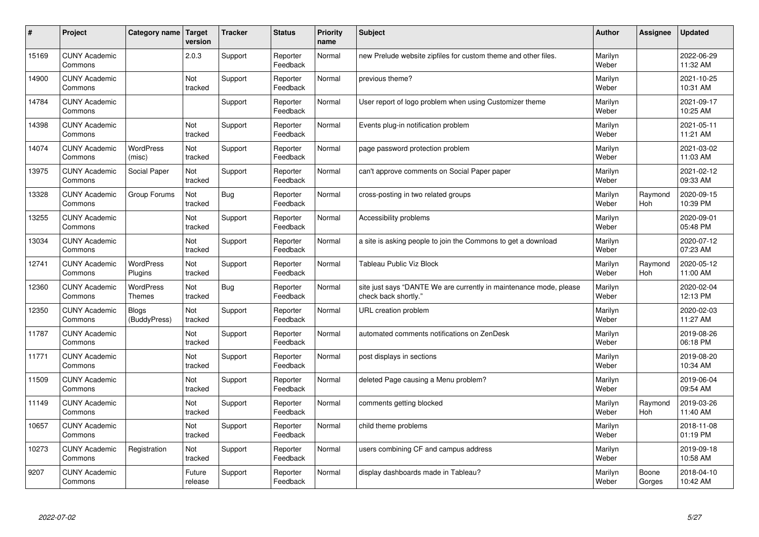| # | Project | Category name | Target version | Tracker | Status | Priority name | Subject | Author | Assignee | Updated |
|---|---|---|---|---|---|---|---|---|---|---|
| 15169 | CUNY Academic Commons | | 2.0.3 | Support | Reporter Feedback | Normal | new Prelude website zipfiles for custom theme and other files. | Marilyn Weber | | 2022-06-29 11:32 AM |
| 14900 | CUNY Academic Commons | | Not tracked | Support | Reporter Feedback | Normal | previous theme? | Marilyn Weber | | 2021-10-25 10:31 AM |
| 14784 | CUNY Academic Commons | | | Support | Reporter Feedback | Normal | User report of logo problem when using Customizer theme | Marilyn Weber | | 2021-09-17 10:25 AM |
| 14398 | CUNY Academic Commons | | Not tracked | Support | Reporter Feedback | Normal | Events plug-in notification problem | Marilyn Weber | | 2021-05-11 11:21 AM |
| 14074 | CUNY Academic Commons | WordPress (misc) | Not tracked | Support | Reporter Feedback | Normal | page password protection problem | Marilyn Weber | | 2021-03-02 11:03 AM |
| 13975 | CUNY Academic Commons | Social Paper | Not tracked | Support | Reporter Feedback | Normal | can't approve comments on Social Paper paper | Marilyn Weber | | 2021-02-12 09:33 AM |
| 13328 | CUNY Academic Commons | Group Forums | Not tracked | Bug | Reporter Feedback | Normal | cross-posting in two related groups | Marilyn Weber | Raymond Hoh | 2020-09-15 10:39 PM |
| 13255 | CUNY Academic Commons | | Not tracked | Support | Reporter Feedback | Normal | Accessibility problems | Marilyn Weber | | 2020-09-01 05:48 PM |
| 13034 | CUNY Academic Commons | | Not tracked | Support | Reporter Feedback | Normal | a site is asking people to join the Commons to get a download | Marilyn Weber | | 2020-07-12 07:23 AM |
| 12741 | CUNY Academic Commons | WordPress Plugins | Not tracked | Support | Reporter Feedback | Normal | Tableau Public Viz Block | Marilyn Weber | Raymond Hoh | 2020-05-12 11:00 AM |
| 12360 | CUNY Academic Commons | WordPress Themes | Not tracked | Bug | Reporter Feedback | Normal | site just says "DANTE We are currently in maintenance mode, please check back shortly." | Marilyn Weber | | 2020-02-04 12:13 PM |
| 12350 | CUNY Academic Commons | Blogs (BuddyPress) | Not tracked | Support | Reporter Feedback | Normal | URL creation problem | Marilyn Weber | | 2020-02-03 11:27 AM |
| 11787 | CUNY Academic Commons | | Not tracked | Support | Reporter Feedback | Normal | automated comments notifications on ZenDesk | Marilyn Weber | | 2019-08-26 06:18 PM |
| 11771 | CUNY Academic Commons | | Not tracked | Support | Reporter Feedback | Normal | post displays in sections | Marilyn Weber | | 2019-08-20 10:34 AM |
| 11509 | CUNY Academic Commons | | Not tracked | Support | Reporter Feedback | Normal | deleted Page causing a Menu problem? | Marilyn Weber | | 2019-06-04 09:54 AM |
| 11149 | CUNY Academic Commons | | Not tracked | Support | Reporter Feedback | Normal | comments getting blocked | Marilyn Weber | Raymond Hoh | 2019-03-26 11:40 AM |
| 10657 | CUNY Academic Commons | | Not tracked | Support | Reporter Feedback | Normal | child theme problems | Marilyn Weber | | 2018-11-08 01:19 PM |
| 10273 | CUNY Academic Commons | Registration | Not tracked | Support | Reporter Feedback | Normal | users combining CF and campus address | Marilyn Weber | | 2019-09-18 10:58 AM |
| 9207 | CUNY Academic Commons | | Future release | Support | Reporter Feedback | Normal | display dashboards made in Tableau? | Marilyn Weber | Boone Gorges | 2018-04-10 10:42 AM |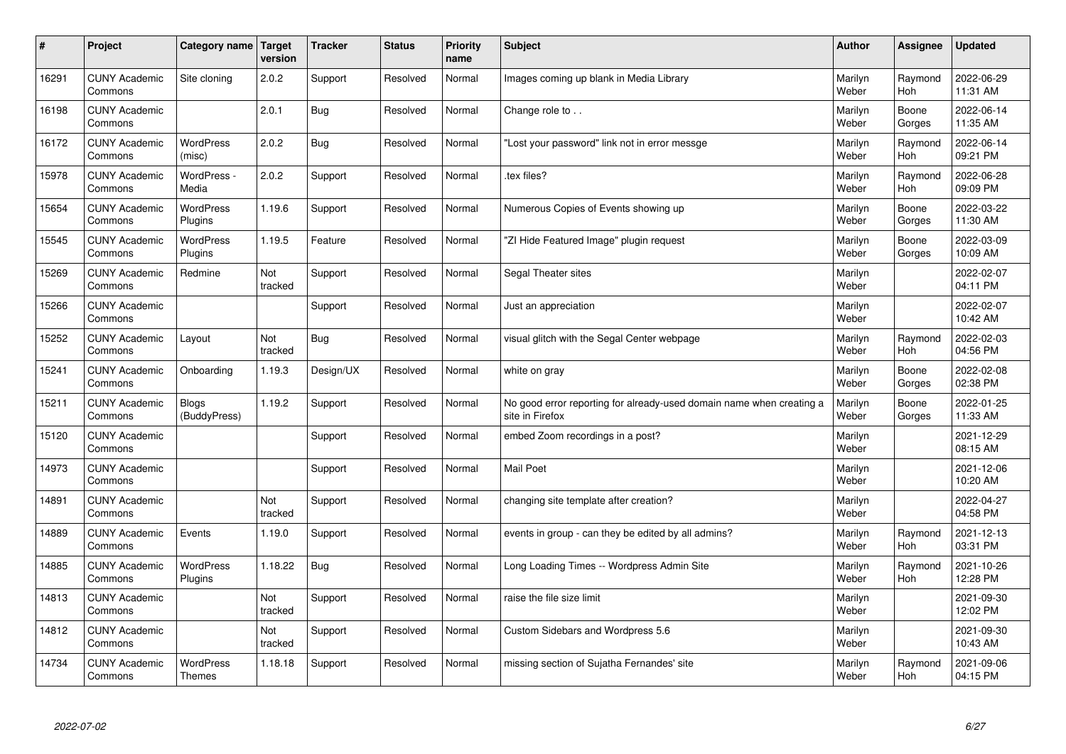| # | Project | Category name | Target version | Tracker | Status | Priority name | Subject | Author | Assignee | Updated |
|---|---|---|---|---|---|---|---|---|---|---|
| 16291 | CUNY Academic Commons | Site cloning | 2.0.2 | Support | Resolved | Normal | Images coming up blank in Media Library | Marilyn Weber | Raymond Hoh | 2022-06-29 11:31 AM |
| 16198 | CUNY Academic Commons | | 2.0.1 | Bug | Resolved | Normal | Change role to . . | Marilyn Weber | Boone Gorges | 2022-06-14 11:35 AM |
| 16172 | CUNY Academic Commons | WordPress (misc) | 2.0.2 | Bug | Resolved | Normal | "Lost your password" link not in error messge | Marilyn Weber | Raymond Hoh | 2022-06-14 09:21 PM |
| 15978 | CUNY Academic Commons | WordPress - Media | 2.0.2 | Support | Resolved | Normal | .tex files? | Marilyn Weber | Raymond Hoh | 2022-06-28 09:09 PM |
| 15654 | CUNY Academic Commons | WordPress Plugins | 1.19.6 | Support | Resolved | Normal | Numerous Copies of Events showing up | Marilyn Weber | Boone Gorges | 2022-03-22 11:30 AM |
| 15545 | CUNY Academic Commons | WordPress Plugins | 1.19.5 | Feature | Resolved | Normal | "ZI Hide Featured Image" plugin request | Marilyn Weber | Boone Gorges | 2022-03-09 10:09 AM |
| 15269 | CUNY Academic Commons | Redmine | Not tracked | Support | Resolved | Normal | Segal Theater sites | Marilyn Weber | | 2022-02-07 04:11 PM |
| 15266 | CUNY Academic Commons | | | Support | Resolved | Normal | Just an appreciation | Marilyn Weber | | 2022-02-07 10:42 AM |
| 15252 | CUNY Academic Commons | Layout | Not tracked | Bug | Resolved | Normal | visual glitch with the Segal Center webpage | Marilyn Weber | Raymond Hoh | 2022-02-03 04:56 PM |
| 15241 | CUNY Academic Commons | Onboarding | 1.19.3 | Design/UX | Resolved | Normal | white on gray | Marilyn Weber | Boone Gorges | 2022-02-08 02:38 PM |
| 15211 | CUNY Academic Commons | Blogs (BuddyPress) | 1.19.2 | Support | Resolved | Normal | No good error reporting for already-used domain name when creating a site in Firefox | Marilyn Weber | Boone Gorges | 2022-01-25 11:33 AM |
| 15120 | CUNY Academic Commons | | | Support | Resolved | Normal | embed Zoom recordings in a post? | Marilyn Weber | | 2021-12-29 08:15 AM |
| 14973 | CUNY Academic Commons | | | Support | Resolved | Normal | Mail Poet | Marilyn Weber | | 2021-12-06 10:20 AM |
| 14891 | CUNY Academic Commons | | Not tracked | Support | Resolved | Normal | changing site template after creation? | Marilyn Weber | | 2022-04-27 04:58 PM |
| 14889 | CUNY Academic Commons | Events | 1.19.0 | Support | Resolved | Normal | events in group - can they be edited by all admins? | Marilyn Weber | Raymond Hoh | 2021-12-13 03:31 PM |
| 14885 | CUNY Academic Commons | WordPress Plugins | 1.18.22 | Bug | Resolved | Normal | Long Loading Times -- Wordpress Admin Site | Marilyn Weber | Raymond Hoh | 2021-10-26 12:28 PM |
| 14813 | CUNY Academic Commons | | Not tracked | Support | Resolved | Normal | raise the file size limit | Marilyn Weber | | 2021-09-30 12:02 PM |
| 14812 | CUNY Academic Commons | | Not tracked | Support | Resolved | Normal | Custom Sidebars and Wordpress 5.6 | Marilyn Weber | | 2021-09-30 10:43 AM |
| 14734 | CUNY Academic Commons | WordPress Themes | 1.18.18 | Support | Resolved | Normal | missing section of Sujatha Fernandes' site | Marilyn Weber | Raymond Hoh | 2021-09-06 04:15 PM |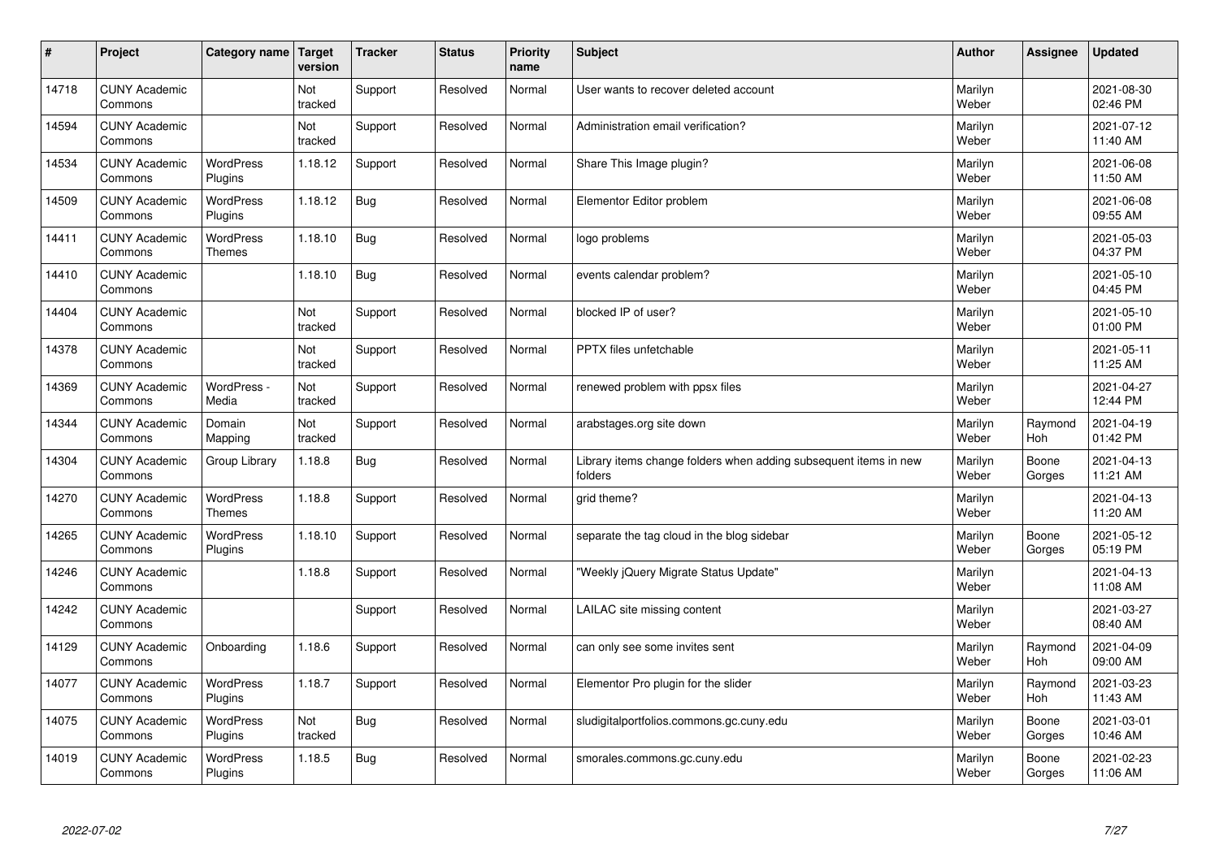| # | Project | Category name | Target version | Tracker | Status | Priority name | Subject | Author | Assignee | Updated |
|---|---|---|---|---|---|---|---|---|---|---|
| 14718 | CUNY Academic Commons | | Not tracked | Support | Resolved | Normal | User wants to recover deleted account | Marilyn Weber | | 2021-08-30 02:46 PM |
| 14594 | CUNY Academic Commons | | Not tracked | Support | Resolved | Normal | Administration email verification? | Marilyn Weber | | 2021-07-12 11:40 AM |
| 14534 | CUNY Academic Commons | WordPress Plugins | 1.18.12 | Support | Resolved | Normal | Share This Image plugin? | Marilyn Weber | | 2021-06-08 11:50 AM |
| 14509 | CUNY Academic Commons | WordPress Plugins | 1.18.12 | Bug | Resolved | Normal | Elementor Editor problem | Marilyn Weber | | 2021-06-08 09:55 AM |
| 14411 | CUNY Academic Commons | WordPress Themes | 1.18.10 | Bug | Resolved | Normal | logo problems | Marilyn Weber | | 2021-05-03 04:37 PM |
| 14410 | CUNY Academic Commons | | 1.18.10 | Bug | Resolved | Normal | events calendar problem? | Marilyn Weber | | 2021-05-10 04:45 PM |
| 14404 | CUNY Academic Commons | | Not tracked | Support | Resolved | Normal | blocked IP of user? | Marilyn Weber | | 2021-05-10 01:00 PM |
| 14378 | CUNY Academic Commons | | Not tracked | Support | Resolved | Normal | PPTX files unfetchable | Marilyn Weber | | 2021-05-11 11:25 AM |
| 14369 | CUNY Academic Commons | WordPress - Media | Not tracked | Support | Resolved | Normal | renewed problem with ppsx files | Marilyn Weber | | 2021-04-27 12:44 PM |
| 14344 | CUNY Academic Commons | Domain Mapping | Not tracked | Support | Resolved | Normal | arabstages.org site down | Marilyn Weber | Raymond Hoh | 2021-04-19 01:42 PM |
| 14304 | CUNY Academic Commons | Group Library | 1.18.8 | Bug | Resolved | Normal | Library items change folders when adding subsequent items in new folders | Marilyn Weber | Boone Gorges | 2021-04-13 11:21 AM |
| 14270 | CUNY Academic Commons | WordPress Themes | 1.18.8 | Support | Resolved | Normal | grid theme? | Marilyn Weber | | 2021-04-13 11:20 AM |
| 14265 | CUNY Academic Commons | WordPress Plugins | 1.18.10 | Support | Resolved | Normal | separate the tag cloud in the blog sidebar | Marilyn Weber | Boone Gorges | 2021-05-12 05:19 PM |
| 14246 | CUNY Academic Commons | | 1.18.8 | Support | Resolved | Normal | "Weekly jQuery Migrate Status Update" | Marilyn Weber | | 2021-04-13 11:08 AM |
| 14242 | CUNY Academic Commons | | | Support | Resolved | Normal | LAILAC site missing content | Marilyn Weber | | 2021-03-27 08:40 AM |
| 14129 | CUNY Academic Commons | Onboarding | 1.18.6 | Support | Resolved | Normal | can only see some invites sent | Marilyn Weber | Raymond Hoh | 2021-04-09 09:00 AM |
| 14077 | CUNY Academic Commons | WordPress Plugins | 1.18.7 | Support | Resolved | Normal | Elementor Pro plugin for the slider | Marilyn Weber | Raymond Hoh | 2021-03-23 11:43 AM |
| 14075 | CUNY Academic Commons | WordPress Plugins | Not tracked | Bug | Resolved | Normal | sludigitalportfolios.commons.gc.cuny.edu | Marilyn Weber | Boone Gorges | 2021-03-01 10:46 AM |
| 14019 | CUNY Academic Commons | WordPress Plugins | 1.18.5 | Bug | Resolved | Normal | smorales.commons.gc.cuny.edu | Marilyn Weber | Boone Gorges | 2021-02-23 11:06 AM |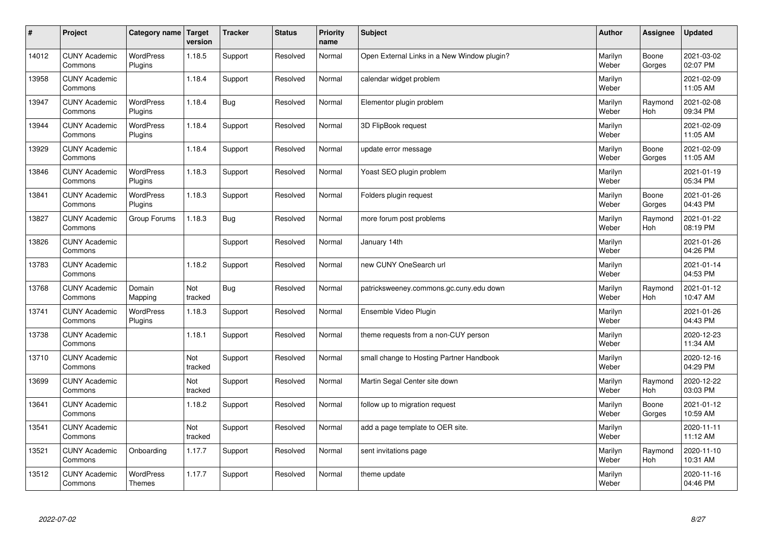| # | Project | Category name | Target version | Tracker | Status | Priority name | Subject | Author | Assignee | Updated |
|---|---|---|---|---|---|---|---|---|---|---|
| 14012 | CUNY Academic Commons | WordPress Plugins | 1.18.5 | Support | Resolved | Normal | Open External Links in a New Window plugin? | Marilyn Weber | Boone Gorges | 2021-03-02 02:07 PM |
| 13958 | CUNY Academic Commons | | 1.18.4 | Support | Resolved | Normal | calendar widget problem | Marilyn Weber | | 2021-02-09 11:05 AM |
| 13947 | CUNY Academic Commons | WordPress Plugins | 1.18.4 | Bug | Resolved | Normal | Elementor plugin problem | Marilyn Weber | Raymond Hoh | 2021-02-08 09:34 PM |
| 13944 | CUNY Academic Commons | WordPress Plugins | 1.18.4 | Support | Resolved | Normal | 3D FlipBook request | Marilyn Weber | | 2021-02-09 11:05 AM |
| 13929 | CUNY Academic Commons | | 1.18.4 | Support | Resolved | Normal | update error message | Marilyn Weber | Boone Gorges | 2021-02-09 11:05 AM |
| 13846 | CUNY Academic Commons | WordPress Plugins | 1.18.3 | Support | Resolved | Normal | Yoast SEO plugin problem | Marilyn Weber | | 2021-01-19 05:34 PM |
| 13841 | CUNY Academic Commons | WordPress Plugins | 1.18.3 | Support | Resolved | Normal | Folders plugin request | Marilyn Weber | Boone Gorges | 2021-01-26 04:43 PM |
| 13827 | CUNY Academic Commons | Group Forums | 1.18.3 | Bug | Resolved | Normal | more forum post problems | Marilyn Weber | Raymond Hoh | 2021-01-22 08:19 PM |
| 13826 | CUNY Academic Commons | | | Support | Resolved | Normal | January 14th | Marilyn Weber | | 2021-01-26 04:26 PM |
| 13783 | CUNY Academic Commons | | 1.18.2 | Support | Resolved | Normal | new CUNY OneSearch url | Marilyn Weber | | 2021-01-14 04:53 PM |
| 13768 | CUNY Academic Commons | Domain Mapping | Not tracked | Bug | Resolved | Normal | patricksweeney.commons.gc.cuny.edu down | Marilyn Weber | Raymond Hoh | 2021-01-12 10:47 AM |
| 13741 | CUNY Academic Commons | WordPress Plugins | 1.18.3 | Support | Resolved | Normal | Ensemble Video Plugin | Marilyn Weber | | 2021-01-26 04:43 PM |
| 13738 | CUNY Academic Commons | | 1.18.1 | Support | Resolved | Normal | theme requests from a non-CUY person | Marilyn Weber | | 2020-12-23 11:34 AM |
| 13710 | CUNY Academic Commons | | Not tracked | Support | Resolved | Normal | small change to Hosting Partner Handbook | Marilyn Weber | | 2020-12-16 04:29 PM |
| 13699 | CUNY Academic Commons | | Not tracked | Support | Resolved | Normal | Martin Segal Center site down | Marilyn Weber | Raymond Hoh | 2020-12-22 03:03 PM |
| 13641 | CUNY Academic Commons | | 1.18.2 | Support | Resolved | Normal | follow up to migration request | Marilyn Weber | Boone Gorges | 2021-01-12 10:59 AM |
| 13541 | CUNY Academic Commons | | Not tracked | Support | Resolved | Normal | add a page template to OER site. | Marilyn Weber | | 2020-11-11 11:12 AM |
| 13521 | CUNY Academic Commons | Onboarding | 1.17.7 | Support | Resolved | Normal | sent invitations page | Marilyn Weber | Raymond Hoh | 2020-11-10 10:31 AM |
| 13512 | CUNY Academic Commons | WordPress Themes | 1.17.7 | Support | Resolved | Normal | theme update | Marilyn Weber | | 2020-11-16 04:46 PM |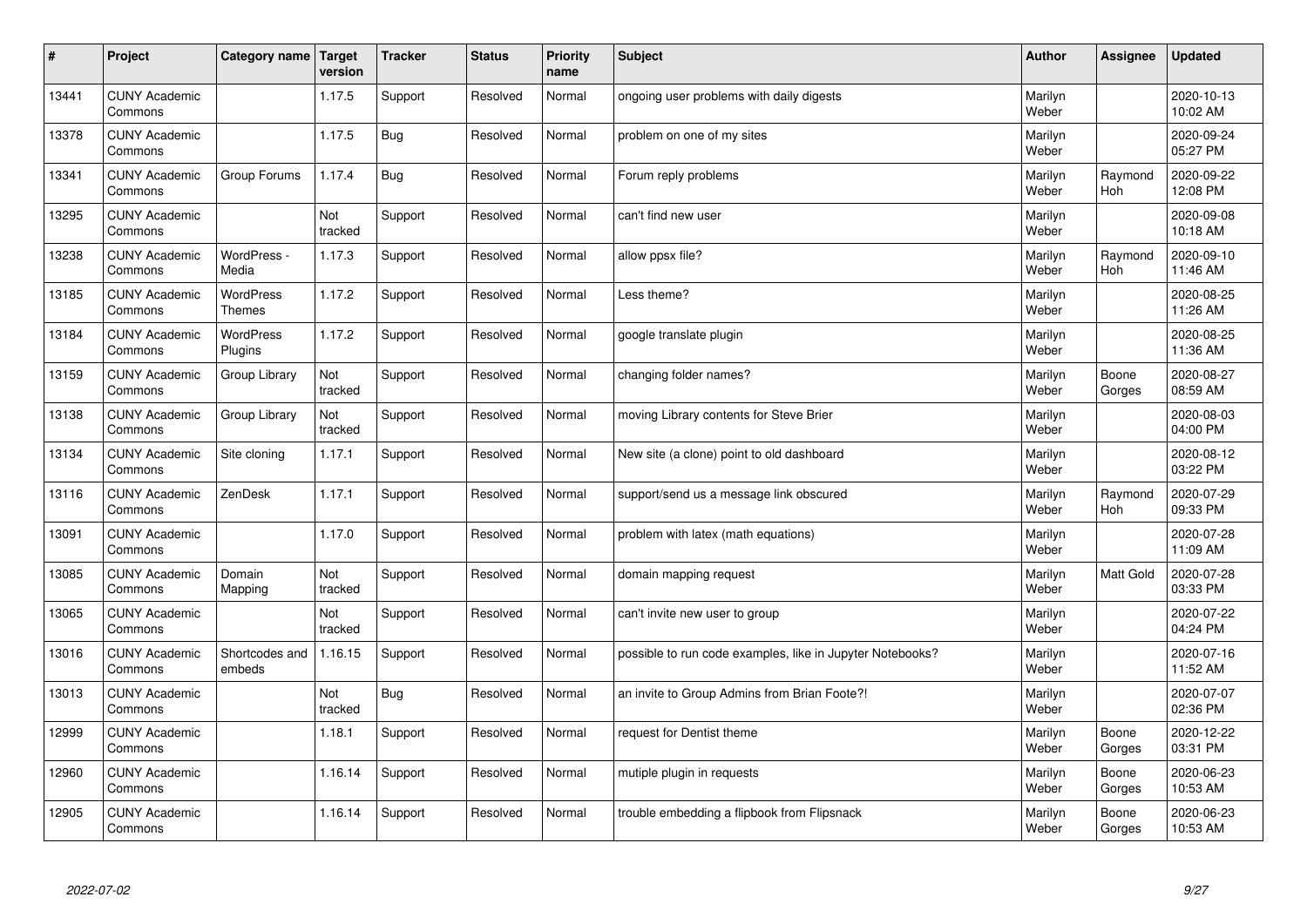| # | Project | Category name | Target version | Tracker | Status | Priority name | Subject | Author | Assignee | Updated |
|---|---|---|---|---|---|---|---|---|---|---|
| 13441 | CUNY Academic Commons | | 1.17.5 | Support | Resolved | Normal | ongoing user problems with daily digests | Marilyn Weber | | 2020-10-13 10:02 AM |
| 13378 | CUNY Academic Commons | | 1.17.5 | Bug | Resolved | Normal | problem on one of my sites | Marilyn Weber | | 2020-09-24 05:27 PM |
| 13341 | CUNY Academic Commons | Group Forums | 1.17.4 | Bug | Resolved | Normal | Forum reply problems | Marilyn Weber | Raymond Hoh | 2020-09-22 12:08 PM |
| 13295 | CUNY Academic Commons | | Not tracked | Support | Resolved | Normal | can't find new user | Marilyn Weber | | 2020-09-08 10:18 AM |
| 13238 | CUNY Academic Commons | WordPress - Media | 1.17.3 | Support | Resolved | Normal | allow ppsx file? | Marilyn Weber | Raymond Hoh | 2020-09-10 11:46 AM |
| 13185 | CUNY Academic Commons | WordPress Themes | 1.17.2 | Support | Resolved | Normal | Less theme? | Marilyn Weber | | 2020-08-25 11:26 AM |
| 13184 | CUNY Academic Commons | WordPress Plugins | 1.17.2 | Support | Resolved | Normal | google translate plugin | Marilyn Weber | | 2020-08-25 11:36 AM |
| 13159 | CUNY Academic Commons | Group Library | Not tracked | Support | Resolved | Normal | changing folder names? | Marilyn Weber | Boone Gorges | 2020-08-27 08:59 AM |
| 13138 | CUNY Academic Commons | Group Library | Not tracked | Support | Resolved | Normal | moving Library contents for Steve Brier | Marilyn Weber | | 2020-08-03 04:00 PM |
| 13134 | CUNY Academic Commons | Site cloning | 1.17.1 | Support | Resolved | Normal | New site (a clone) point to old dashboard | Marilyn Weber | | 2020-08-12 03:22 PM |
| 13116 | CUNY Academic Commons | ZenDesk | 1.17.1 | Support | Resolved | Normal | support/send us a message link obscured | Marilyn Weber | Raymond Hoh | 2020-07-29 09:33 PM |
| 13091 | CUNY Academic Commons | | 1.17.0 | Support | Resolved | Normal | problem with latex (math equations) | Marilyn Weber | | 2020-07-28 11:09 AM |
| 13085 | CUNY Academic Commons | Domain Mapping | Not tracked | Support | Resolved | Normal | domain mapping request | Marilyn Weber | Matt Gold | 2020-07-28 03:33 PM |
| 13065 | CUNY Academic Commons | | Not tracked | Support | Resolved | Normal | can't invite new user to group | Marilyn Weber | | 2020-07-22 04:24 PM |
| 13016 | CUNY Academic Commons | Shortcodes and embeds | 1.16.15 | Support | Resolved | Normal | possible to run code examples, like in Jupyter Notebooks? | Marilyn Weber | | 2020-07-16 11:52 AM |
| 13013 | CUNY Academic Commons | | Not tracked | Bug | Resolved | Normal | an invite to Group Admins from Brian Foote?! | Marilyn Weber | | 2020-07-07 02:36 PM |
| 12999 | CUNY Academic Commons | | 1.18.1 | Support | Resolved | Normal | request for Dentist theme | Marilyn Weber | Boone Gorges | 2020-12-22 03:31 PM |
| 12960 | CUNY Academic Commons | | 1.16.14 | Support | Resolved | Normal | mutiple plugin in requests | Marilyn Weber | Boone Gorges | 2020-06-23 10:53 AM |
| 12905 | CUNY Academic Commons | | 1.16.14 | Support | Resolved | Normal | trouble embedding a flipbook from Flipsnack | Marilyn Weber | Boone Gorges | 2020-06-23 10:53 AM |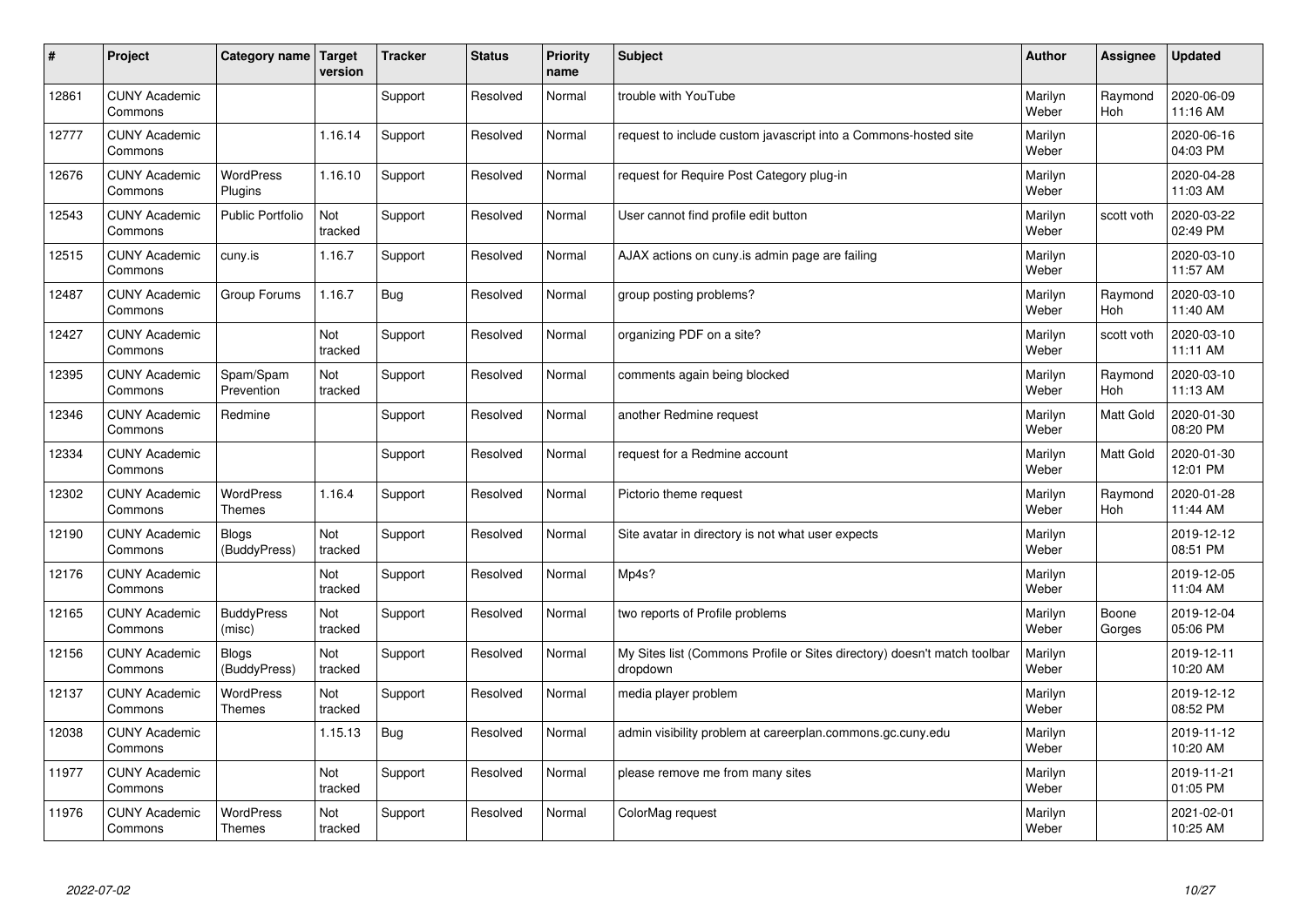| # | Project | Category name | Target version | Tracker | Status | Priority name | Subject | Author | Assignee | Updated |
|---|---|---|---|---|---|---|---|---|---|---|
| 12861 | CUNY Academic Commons | | | Support | Resolved | Normal | trouble with YouTube | Marilyn Weber | Raymond Hoh | 2020-06-09 11:16 AM |
| 12777 | CUNY Academic Commons | | 1.16.14 | Support | Resolved | Normal | request to include custom javascript into a Commons-hosted site | Marilyn Weber | | 2020-06-16 04:03 PM |
| 12676 | CUNY Academic Commons | WordPress Plugins | 1.16.10 | Support | Resolved | Normal | request for Require Post Category plug-in | Marilyn Weber | | 2020-04-28 11:03 AM |
| 12543 | CUNY Academic Commons | Public Portfolio | Not tracked | Support | Resolved | Normal | User cannot find profile edit button | Marilyn Weber | scott voth | 2020-03-22 02:49 PM |
| 12515 | CUNY Academic Commons | cuny.is | 1.16.7 | Support | Resolved | Normal | AJAX actions on cuny.is admin page are failing | Marilyn Weber | | 2020-03-10 11:57 AM |
| 12487 | CUNY Academic Commons | Group Forums | 1.16.7 | Bug | Resolved | Normal | group posting problems? | Marilyn Weber | Raymond Hoh | 2020-03-10 11:40 AM |
| 12427 | CUNY Academic Commons | | Not tracked | Support | Resolved | Normal | organizing PDF on a site? | Marilyn Weber | scott voth | 2020-03-10 11:11 AM |
| 12395 | CUNY Academic Commons | Spam/Spam Prevention | Not tracked | Support | Resolved | Normal | comments again being blocked | Marilyn Weber | Raymond Hoh | 2020-03-10 11:13 AM |
| 12346 | CUNY Academic Commons | Redmine | | Support | Resolved | Normal | another Redmine request | Marilyn Weber | Matt Gold | 2020-01-30 08:20 PM |
| 12334 | CUNY Academic Commons | | | Support | Resolved | Normal | request for a Redmine account | Marilyn Weber | Matt Gold | 2020-01-30 12:01 PM |
| 12302 | CUNY Academic Commons | WordPress Themes | 1.16.4 | Support | Resolved | Normal | Pictorio theme request | Marilyn Weber | Raymond Hoh | 2020-01-28 11:44 AM |
| 12190 | CUNY Academic Commons | Blogs (BuddyPress) | Not tracked | Support | Resolved | Normal | Site avatar in directory is not what user expects | Marilyn Weber | | 2019-12-12 08:51 PM |
| 12176 | CUNY Academic Commons | | Not tracked | Support | Resolved | Normal | Mp4s? | Marilyn Weber | | 2019-12-05 11:04 AM |
| 12165 | CUNY Academic Commons | BuddyPress (misc) | Not tracked | Support | Resolved | Normal | two reports of Profile problems | Marilyn Weber | Boone Gorges | 2019-12-04 05:06 PM |
| 12156 | CUNY Academic Commons | Blogs (BuddyPress) | Not tracked | Support | Resolved | Normal | My Sites list (Commons Profile or Sites directory) doesn't match toolbar dropdown | Marilyn Weber | | 2019-12-11 10:20 AM |
| 12137 | CUNY Academic Commons | WordPress Themes | Not tracked | Support | Resolved | Normal | media player problem | Marilyn Weber | | 2019-12-12 08:52 PM |
| 12038 | CUNY Academic Commons | | 1.15.13 | Bug | Resolved | Normal | admin visibility problem at careerplan.commons.gc.cuny.edu | Marilyn Weber | | 2019-11-12 10:20 AM |
| 11977 | CUNY Academic Commons | | Not tracked | Support | Resolved | Normal | please remove me from many sites | Marilyn Weber | | 2019-11-21 01:05 PM |
| 11976 | CUNY Academic Commons | WordPress Themes | Not tracked | Support | Resolved | Normal | ColorMag request | Marilyn Weber | | 2021-02-01 10:25 AM |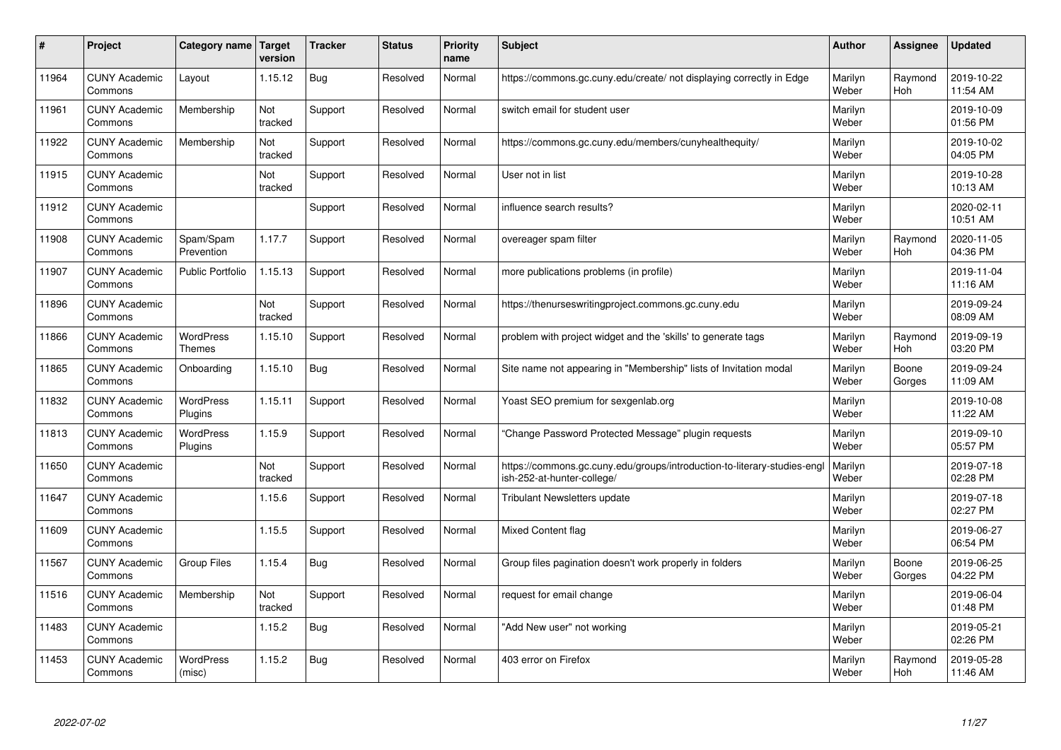| # | Project | Category name | Target version | Tracker | Status | Priority name | Subject | Author | Assignee | Updated |
|---|---|---|---|---|---|---|---|---|---|---|
| 11964 | CUNY Academic Commons | Layout | 1.15.12 | Bug | Resolved | Normal | https://commons.gc.cuny.edu/create/ not displaying correctly in Edge | Marilyn Weber | Raymond Hoh | 2019-10-22 11:54 AM |
| 11961 | CUNY Academic Commons | Membership | Not tracked | Support | Resolved | Normal | switch email for student user | Marilyn Weber | | 2019-10-09 01:56 PM |
| 11922 | CUNY Academic Commons | Membership | Not tracked | Support | Resolved | Normal | https://commons.gc.cuny.edu/members/cunyhealthequity/ | Marilyn Weber | | 2019-10-02 04:05 PM |
| 11915 | CUNY Academic Commons | | Not tracked | Support | Resolved | Normal | User not in list | Marilyn Weber | | 2019-10-28 10:13 AM |
| 11912 | CUNY Academic Commons | | | Support | Resolved | Normal | influence search results? | Marilyn Weber | | 2020-02-11 10:51 AM |
| 11908 | CUNY Academic Commons | Spam/Spam Prevention | 1.17.7 | Support | Resolved | Normal | overeager spam filter | Marilyn Weber | Raymond Hoh | 2020-11-05 04:36 PM |
| 11907 | CUNY Academic Commons | Public Portfolio | 1.15.13 | Support | Resolved | Normal | more publications problems (in profile) | Marilyn Weber | | 2019-11-04 11:16 AM |
| 11896 | CUNY Academic Commons | | Not tracked | Support | Resolved | Normal | https://thenurseswritingproject.commons.gc.cuny.edu | Marilyn Weber | | 2019-09-24 08:09 AM |
| 11866 | CUNY Academic Commons | WordPress Themes | 1.15.10 | Support | Resolved | Normal | problem with project widget and the 'skills' to generate tags | Marilyn Weber | Raymond Hoh | 2019-09-19 03:20 PM |
| 11865 | CUNY Academic Commons | Onboarding | 1.15.10 | Bug | Resolved | Normal | Site name not appearing in "Membership" lists of Invitation modal | Marilyn Weber | Boone Gorges | 2019-09-24 11:09 AM |
| 11832 | CUNY Academic Commons | WordPress Plugins | 1.15.11 | Support | Resolved | Normal | Yoast SEO premium for sexgenlab.org | Marilyn Weber | | 2019-10-08 11:22 AM |
| 11813 | CUNY Academic Commons | WordPress Plugins | 1.15.9 | Support | Resolved | Normal | "Change Password Protected Message" plugin requests | Marilyn Weber | | 2019-09-10 05:57 PM |
| 11650 | CUNY Academic Commons | | Not tracked | Support | Resolved | Normal | https://commons.gc.cuny.edu/groups/introduction-to-literary-studies-english-252-at-hunter-college/ | Marilyn Weber | | 2019-07-18 02:28 PM |
| 11647 | CUNY Academic Commons | | 1.15.6 | Support | Resolved | Normal | Tribulant Newsletters update | Marilyn Weber | | 2019-07-18 02:27 PM |
| 11609 | CUNY Academic Commons | | 1.15.5 | Support | Resolved | Normal | Mixed Content flag | Marilyn Weber | | 2019-06-27 06:54 PM |
| 11567 | CUNY Academic Commons | Group Files | 1.15.4 | Bug | Resolved | Normal | Group files pagination doesn't work properly in folders | Marilyn Weber | Boone Gorges | 2019-06-25 04:22 PM |
| 11516 | CUNY Academic Commons | Membership | Not tracked | Support | Resolved | Normal | request for email change | Marilyn Weber | | 2019-06-04 01:48 PM |
| 11483 | CUNY Academic Commons | | 1.15.2 | Bug | Resolved | Normal | "Add New user" not working | Marilyn Weber | | 2019-05-21 02:26 PM |
| 11453 | CUNY Academic Commons | WordPress (misc) | 1.15.2 | Bug | Resolved | Normal | 403 error on Firefox | Marilyn Weber | Raymond Hoh | 2019-05-28 11:46 AM |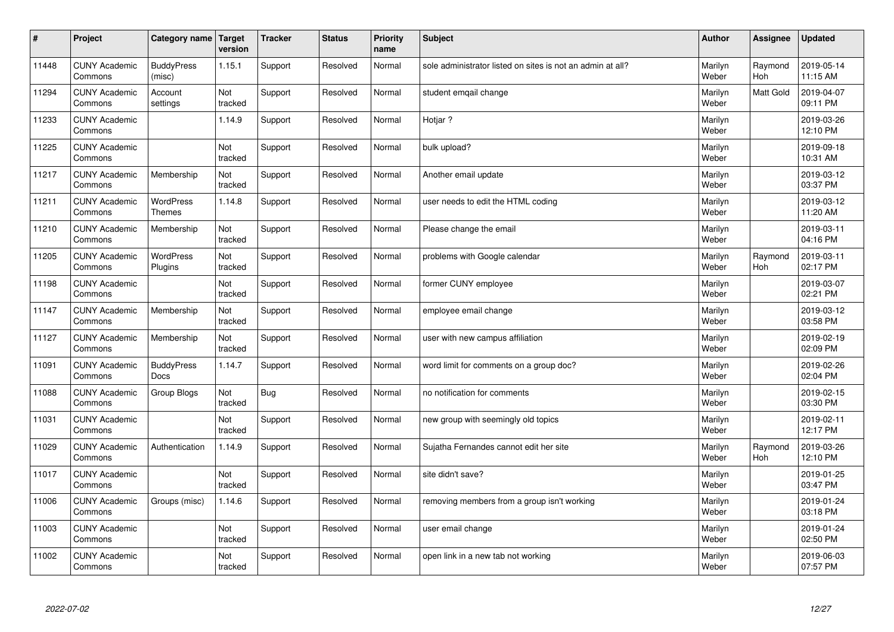| # | Project | Category name | Target version | Tracker | Status | Priority name | Subject | Author | Assignee | Updated |
|---|---|---|---|---|---|---|---|---|---|---|
| 11448 | CUNY Academic Commons | BuddyPress (misc) | 1.15.1 | Support | Resolved | Normal | sole administrator listed on sites is not an admin at all? | Marilyn Weber | Raymond Hoh | 2019-05-14 11:15 AM |
| 11294 | CUNY Academic Commons | Account settings | Not tracked | Support | Resolved | Normal | student emqail change | Marilyn Weber | Matt Gold | 2019-04-07 09:11 PM |
| 11233 | CUNY Academic Commons | | 1.14.9 | Support | Resolved | Normal | Hotjar ? | Marilyn Weber | | 2019-03-26 12:10 PM |
| 11225 | CUNY Academic Commons | | Not tracked | Support | Resolved | Normal | bulk upload? | Marilyn Weber | | 2019-09-18 10:31 AM |
| 11217 | CUNY Academic Commons | Membership | Not tracked | Support | Resolved | Normal | Another email update | Marilyn Weber | | 2019-03-12 03:37 PM |
| 11211 | CUNY Academic Commons | WordPress Themes | 1.14.8 | Support | Resolved | Normal | user needs to edit the HTML coding | Marilyn Weber | | 2019-03-12 11:20 AM |
| 11210 | CUNY Academic Commons | Membership | Not tracked | Support | Resolved | Normal | Please change the email | Marilyn Weber | | 2019-03-11 04:16 PM |
| 11205 | CUNY Academic Commons | WordPress Plugins | Not tracked | Support | Resolved | Normal | problems with Google calendar | Marilyn Weber | Raymond Hoh | 2019-03-11 02:17 PM |
| 11198 | CUNY Academic Commons | | Not tracked | Support | Resolved | Normal | former CUNY employee | Marilyn Weber | | 2019-03-07 02:21 PM |
| 11147 | CUNY Academic Commons | Membership | Not tracked | Support | Resolved | Normal | employee email change | Marilyn Weber | | 2019-03-12 03:58 PM |
| 11127 | CUNY Academic Commons | Membership | Not tracked | Support | Resolved | Normal | user with new campus affiliation | Marilyn Weber | | 2019-02-19 02:09 PM |
| 11091 | CUNY Academic Commons | BuddyPress Docs | 1.14.7 | Support | Resolved | Normal | word limit for comments on a group doc? | Marilyn Weber | | 2019-02-26 02:04 PM |
| 11088 | CUNY Academic Commons | Group Blogs | Not tracked | Bug | Resolved | Normal | no notification for comments | Marilyn Weber | | 2019-02-15 03:30 PM |
| 11031 | CUNY Academic Commons | | Not tracked | Support | Resolved | Normal | new group with seemingly old topics | Marilyn Weber | | 2019-02-11 12:17 PM |
| 11029 | CUNY Academic Commons | Authentication | 1.14.9 | Support | Resolved | Normal | Sujatha Fernandes cannot edit her site | Marilyn Weber | Raymond Hoh | 2019-03-26 12:10 PM |
| 11017 | CUNY Academic Commons | | Not tracked | Support | Resolved | Normal | site didn't save? | Marilyn Weber | | 2019-01-25 03:47 PM |
| 11006 | CUNY Academic Commons | Groups (misc) | 1.14.6 | Support | Resolved | Normal | removing members from a group isn't working | Marilyn Weber | | 2019-01-24 03:18 PM |
| 11003 | CUNY Academic Commons | | Not tracked | Support | Resolved | Normal | user email change | Marilyn Weber | | 2019-01-24 02:50 PM |
| 11002 | CUNY Academic Commons | | Not tracked | Support | Resolved | Normal | open link in a new tab not working | Marilyn Weber | | 2019-06-03 07:57 PM |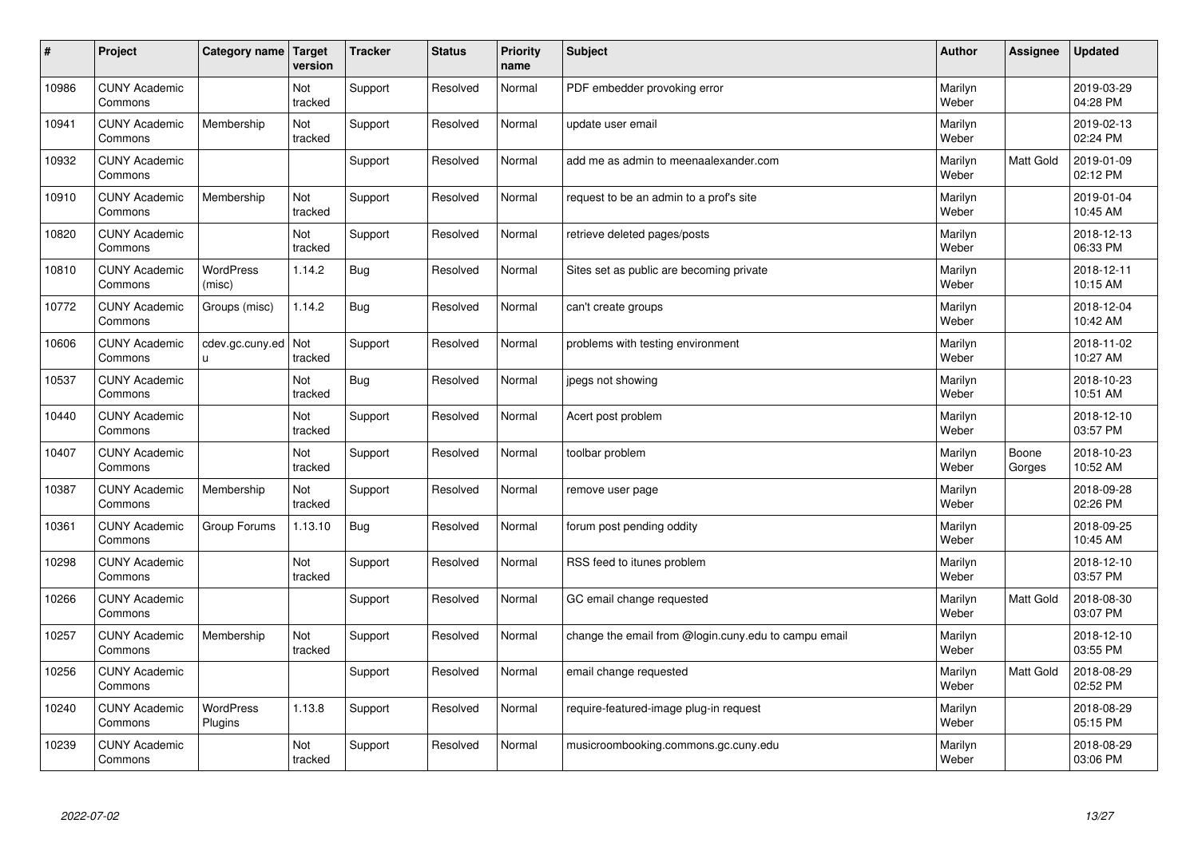| # | Project | Category name | Target version | Tracker | Status | Priority name | Subject | Author | Assignee | Updated |
|---|---|---|---|---|---|---|---|---|---|---|
| 10986 | CUNY Academic Commons | | Not tracked | Support | Resolved | Normal | PDF embedder provoking error | Marilyn Weber | | 2019-03-29 04:28 PM |
| 10941 | CUNY Academic Commons | Membership | Not tracked | Support | Resolved | Normal | update user email | Marilyn Weber | | 2019-02-13 02:24 PM |
| 10932 | CUNY Academic Commons | | | Support | Resolved | Normal | add me as admin to meenaalexander.com | Marilyn Weber | Matt Gold | 2019-01-09 02:12 PM |
| 10910 | CUNY Academic Commons | Membership | Not tracked | Support | Resolved | Normal | request to be an admin to a prof's site | Marilyn Weber | | 2019-01-04 10:45 AM |
| 10820 | CUNY Academic Commons | | Not tracked | Support | Resolved | Normal | retrieve deleted pages/posts | Marilyn Weber | | 2018-12-13 06:33 PM |
| 10810 | CUNY Academic Commons | WordPress (misc) | 1.14.2 | Bug | Resolved | Normal | Sites set as public are becoming private | Marilyn Weber | | 2018-12-11 10:15 AM |
| 10772 | CUNY Academic Commons | Groups (misc) | 1.14.2 | Bug | Resolved | Normal | can't create groups | Marilyn Weber | | 2018-12-04 10:42 AM |
| 10606 | CUNY Academic Commons | cdev.gc.cuny.edu | Not tracked | Support | Resolved | Normal | problems with testing environment | Marilyn Weber | | 2018-11-02 10:27 AM |
| 10537 | CUNY Academic Commons | | Not tracked | Bug | Resolved | Normal | jpegs not showing | Marilyn Weber | | 2018-10-23 10:51 AM |
| 10440 | CUNY Academic Commons | | Not tracked | Support | Resolved | Normal | Acert post problem | Marilyn Weber | | 2018-12-10 03:57 PM |
| 10407 | CUNY Academic Commons | | Not tracked | Support | Resolved | Normal | toolbar problem | Marilyn Weber | Boone Gorges | 2018-10-23 10:52 AM |
| 10387 | CUNY Academic Commons | Membership | Not tracked | Support | Resolved | Normal | remove user page | Marilyn Weber | | 2018-09-28 02:26 PM |
| 10361 | CUNY Academic Commons | Group Forums | 1.13.10 | Bug | Resolved | Normal | forum post pending oddity | Marilyn Weber | | 2018-09-25 10:45 AM |
| 10298 | CUNY Academic Commons | | Not tracked | Support | Resolved | Normal | RSS feed to itunes problem | Marilyn Weber | | 2018-12-10 03:57 PM |
| 10266 | CUNY Academic Commons | | | Support | Resolved | Normal | GC email change requested | Marilyn Weber | Matt Gold | 2018-08-30 03:07 PM |
| 10257 | CUNY Academic Commons | Membership | Not tracked | Support | Resolved | Normal | change the email from @login.cuny.edu to campu email | Marilyn Weber | | 2018-12-10 03:55 PM |
| 10256 | CUNY Academic Commons | | | Support | Resolved | Normal | email change requested | Marilyn Weber | Matt Gold | 2018-08-29 02:52 PM |
| 10240 | CUNY Academic Commons | WordPress Plugins | 1.13.8 | Support | Resolved | Normal | require-featured-image plug-in request | Marilyn Weber | | 2018-08-29 05:15 PM |
| 10239 | CUNY Academic Commons | | Not tracked | Support | Resolved | Normal | musicroombooking.commons.gc.cuny.edu | Marilyn Weber | | 2018-08-29 03:06 PM |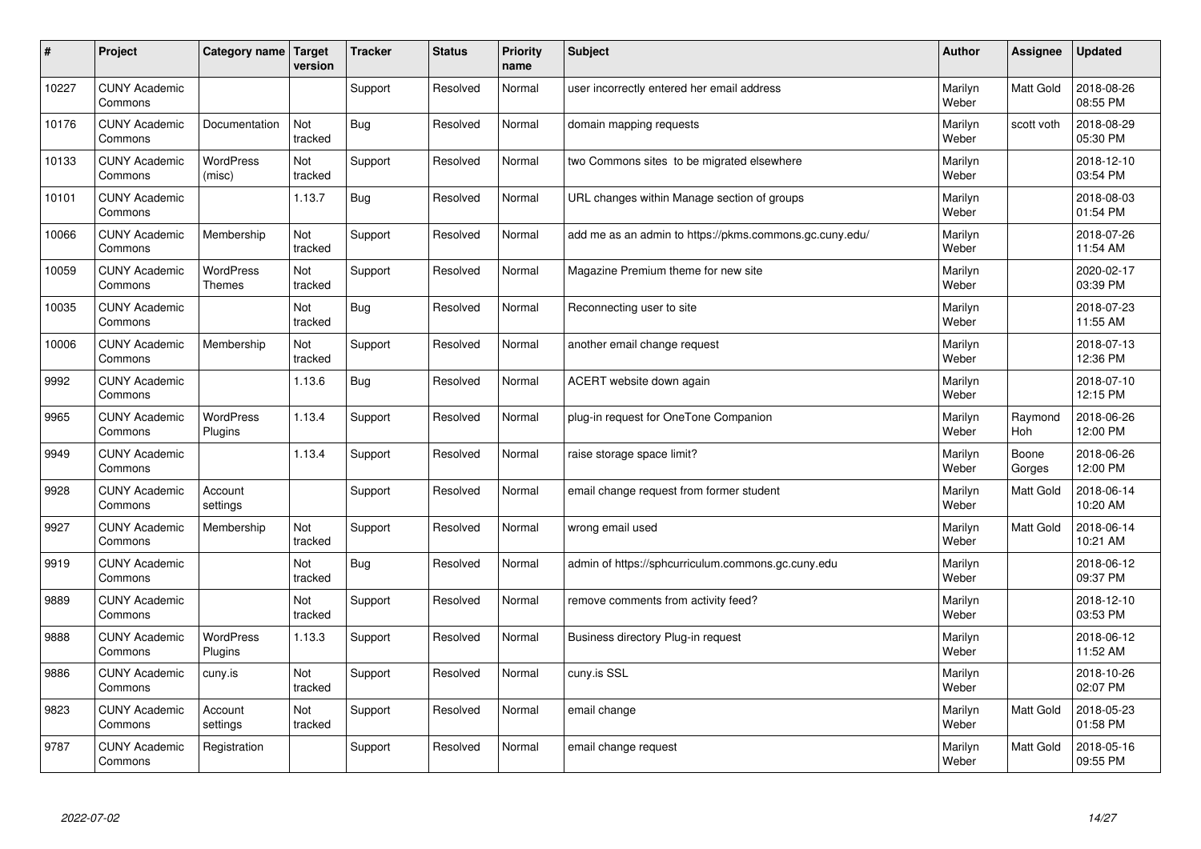| # | Project | Category name | Target version | Tracker | Status | Priority name | Subject | Author | Assignee | Updated |
|---|---|---|---|---|---|---|---|---|---|---|
| 10227 | CUNY Academic Commons | | | Support | Resolved | Normal | user incorrectly entered her email address | Marilyn Weber | Matt Gold | 2018-08-26 08:55 PM |
| 10176 | CUNY Academic Commons | Documentation | Not tracked | Bug | Resolved | Normal | domain mapping requests | Marilyn Weber | scott voth | 2018-08-29 05:30 PM |
| 10133 | CUNY Academic Commons | WordPress (misc) | Not tracked | Support | Resolved | Normal | two Commons sites to be migrated elsewhere | Marilyn Weber | | 2018-12-10 03:54 PM |
| 10101 | CUNY Academic Commons | | 1.13.7 | Bug | Resolved | Normal | URL changes within Manage section of groups | Marilyn Weber | | 2018-08-03 01:54 PM |
| 10066 | CUNY Academic Commons | Membership | Not tracked | Support | Resolved | Normal | add me as an admin to https://pkms.commons.gc.cuny.edu/ | Marilyn Weber | | 2018-07-26 11:54 AM |
| 10059 | CUNY Academic Commons | WordPress Themes | Not tracked | Support | Resolved | Normal | Magazine Premium theme for new site | Marilyn Weber | | 2020-02-17 03:39 PM |
| 10035 | CUNY Academic Commons | | Not tracked | Bug | Resolved | Normal | Reconnecting user to site | Marilyn Weber | | 2018-07-23 11:55 AM |
| 10006 | CUNY Academic Commons | Membership | Not tracked | Support | Resolved | Normal | another email change request | Marilyn Weber | | 2018-07-13 12:36 PM |
| 9992 | CUNY Academic Commons | | 1.13.6 | Bug | Resolved | Normal | ACERT website down again | Marilyn Weber | | 2018-07-10 12:15 PM |
| 9965 | CUNY Academic Commons | WordPress Plugins | 1.13.4 | Support | Resolved | Normal | plug-in request for OneTone Companion | Marilyn Weber | Raymond Hoh | 2018-06-26 12:00 PM |
| 9949 | CUNY Academic Commons | | 1.13.4 | Support | Resolved | Normal | raise storage space limit? | Marilyn Weber | Boone Gorges | 2018-06-26 12:00 PM |
| 9928 | CUNY Academic Commons | Account settings | | Support | Resolved | Normal | email change request from former student | Marilyn Weber | Matt Gold | 2018-06-14 10:20 AM |
| 9927 | CUNY Academic Commons | Membership | Not tracked | Support | Resolved | Normal | wrong email used | Marilyn Weber | Matt Gold | 2018-06-14 10:21 AM |
| 9919 | CUNY Academic Commons | | Not tracked | Bug | Resolved | Normal | admin of https://sphcurriculum.commons.gc.cuny.edu | Marilyn Weber | | 2018-06-12 09:37 PM |
| 9889 | CUNY Academic Commons | | Not tracked | Support | Resolved | Normal | remove comments from activity feed? | Marilyn Weber | | 2018-12-10 03:53 PM |
| 9888 | CUNY Academic Commons | WordPress Plugins | 1.13.3 | Support | Resolved | Normal | Business directory Plug-in request | Marilyn Weber | | 2018-06-12 11:52 AM |
| 9886 | CUNY Academic Commons | cuny.is | Not tracked | Support | Resolved | Normal | cuny.is SSL | Marilyn Weber | | 2018-10-26 02:07 PM |
| 9823 | CUNY Academic Commons | Account settings | Not tracked | Support | Resolved | Normal | email change | Marilyn Weber | Matt Gold | 2018-05-23 01:58 PM |
| 9787 | CUNY Academic Commons | Registration | | Support | Resolved | Normal | email change request | Marilyn Weber | Matt Gold | 2018-05-16 09:55 PM |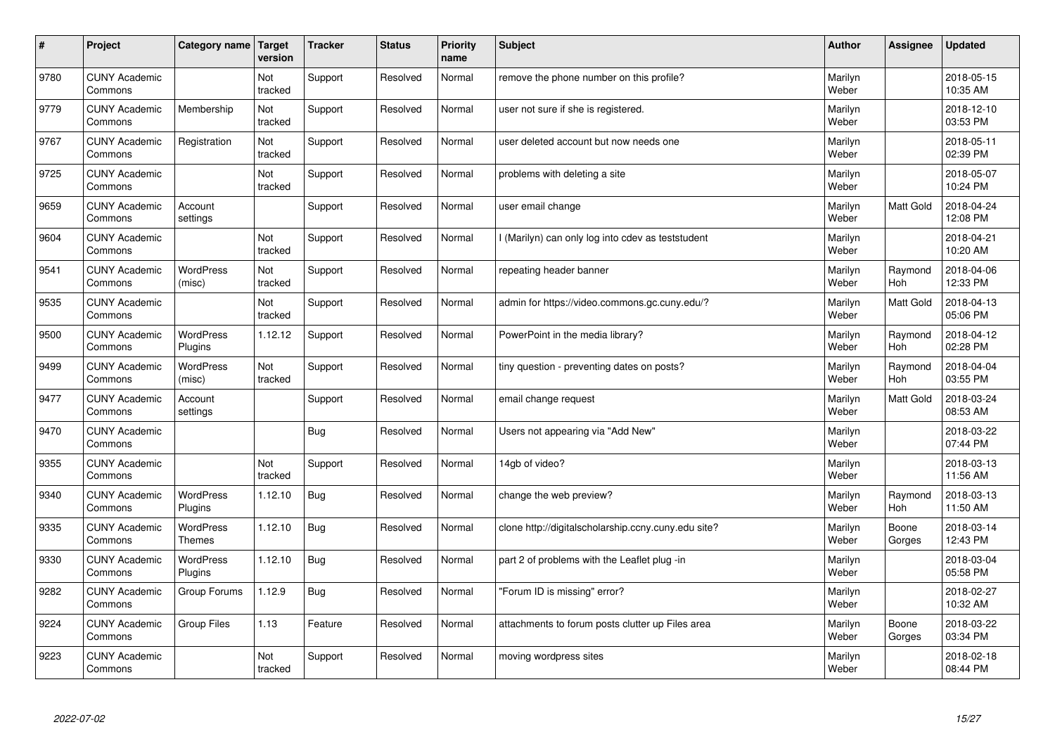| # | Project | Category name | Target version | Tracker | Status | Priority name | Subject | Author | Assignee | Updated |
|---|---|---|---|---|---|---|---|---|---|---|
| 9780 | CUNY Academic Commons | | Not tracked | Support | Resolved | Normal | remove the phone number on this profile? | Marilyn Weber | | 2018-05-15 10:35 AM |
| 9779 | CUNY Academic Commons | Membership | Not tracked | Support | Resolved | Normal | user not sure if she is registered. | Marilyn Weber | | 2018-12-10 03:53 PM |
| 9767 | CUNY Academic Commons | Registration | Not tracked | Support | Resolved | Normal | user deleted account but now needs one | Marilyn Weber | | 2018-05-11 02:39 PM |
| 9725 | CUNY Academic Commons | | Not tracked | Support | Resolved | Normal | problems with deleting a site | Marilyn Weber | | 2018-05-07 10:24 PM |
| 9659 | CUNY Academic Commons | Account settings | | Support | Resolved | Normal | user email change | Marilyn Weber | Matt Gold | 2018-04-24 12:08 PM |
| 9604 | CUNY Academic Commons | | Not tracked | Support | Resolved | Normal | I (Marilyn) can only log into cdev as teststudent | Marilyn Weber | | 2018-04-21 10:20 AM |
| 9541 | CUNY Academic Commons | WordPress (misc) | Not tracked | Support | Resolved | Normal | repeating header banner | Marilyn Weber | Raymond Hoh | 2018-04-06 12:33 PM |
| 9535 | CUNY Academic Commons | | Not tracked | Support | Resolved | Normal | admin for https://video.commons.gc.cuny.edu/? | Marilyn Weber | Matt Gold | 2018-04-13 05:06 PM |
| 9500 | CUNY Academic Commons | WordPress Plugins | 1.12.12 | Support | Resolved | Normal | PowerPoint in the media library? | Marilyn Weber | Raymond Hoh | 2018-04-12 02:28 PM |
| 9499 | CUNY Academic Commons | WordPress (misc) | Not tracked | Support | Resolved | Normal | tiny question - preventing dates on posts? | Marilyn Weber | Raymond Hoh | 2018-04-04 03:55 PM |
| 9477 | CUNY Academic Commons | Account settings | | Support | Resolved | Normal | email change request | Marilyn Weber | Matt Gold | 2018-03-24 08:53 AM |
| 9470 | CUNY Academic Commons | | | Bug | Resolved | Normal | Users not appearing via "Add New" | Marilyn Weber | | 2018-03-22 07:44 PM |
| 9355 | CUNY Academic Commons | | Not tracked | Support | Resolved | Normal | 14gb of video? | Marilyn Weber | | 2018-03-13 11:56 AM |
| 9340 | CUNY Academic Commons | WordPress Plugins | 1.12.10 | Bug | Resolved | Normal | change the web preview? | Marilyn Weber | Raymond Hoh | 2018-03-13 11:50 AM |
| 9335 | CUNY Academic Commons | WordPress Themes | 1.12.10 | Bug | Resolved | Normal | clone http://digitalscholarship.ccny.cuny.edu site? | Marilyn Weber | Boone Gorges | 2018-03-14 12:43 PM |
| 9330 | CUNY Academic Commons | WordPress Plugins | 1.12.10 | Bug | Resolved | Normal | part 2 of problems with the Leaflet plug -in | Marilyn Weber | | 2018-03-04 05:58 PM |
| 9282 | CUNY Academic Commons | Group Forums | 1.12.9 | Bug | Resolved | Normal | "Forum ID is missing" error? | Marilyn Weber | | 2018-02-27 10:32 AM |
| 9224 | CUNY Academic Commons | Group Files | 1.13 | Feature | Resolved | Normal | attachments to forum posts clutter up Files area | Marilyn Weber | Boone Gorges | 2018-03-22 03:34 PM |
| 9223 | CUNY Academic Commons | | Not tracked | Support | Resolved | Normal | moving wordpress sites | Marilyn Weber | | 2018-02-18 08:44 PM |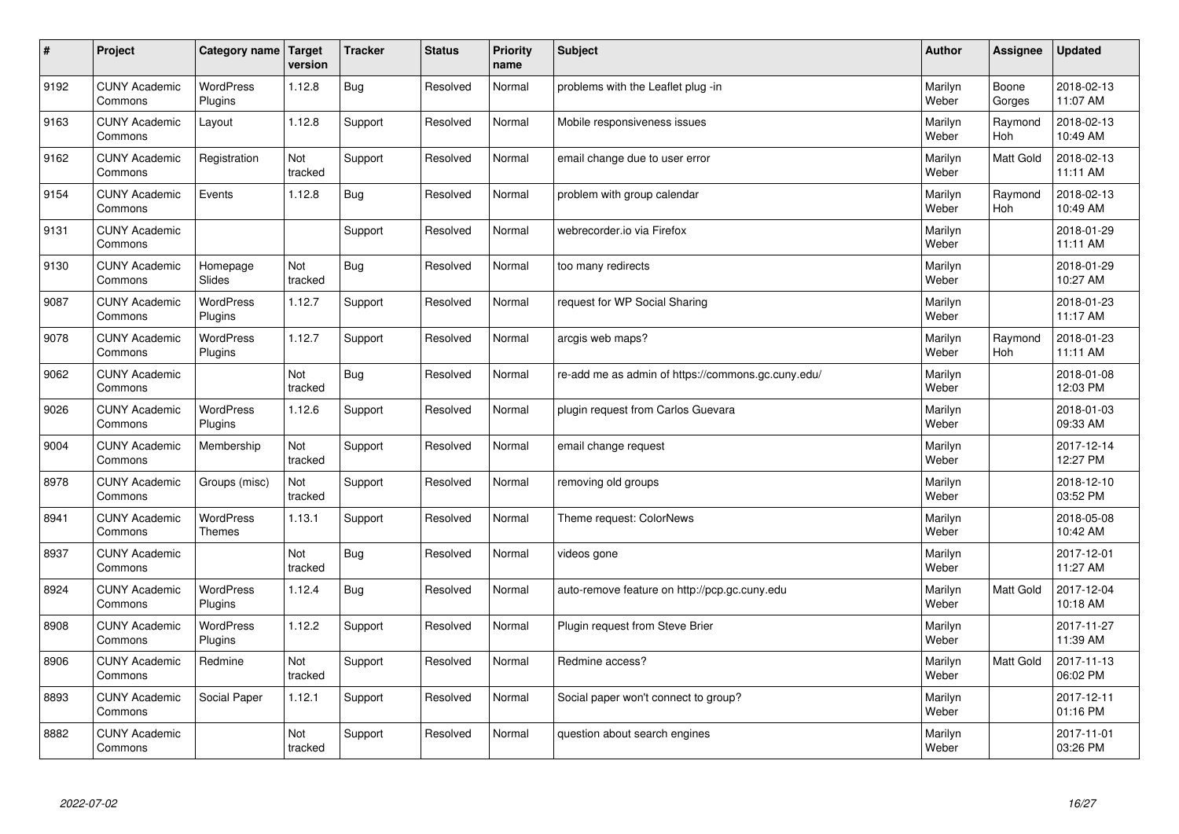| # | Project | Category name | Target version | Tracker | Status | Priority name | Subject | Author | Assignee | Updated |
|---|---|---|---|---|---|---|---|---|---|---|
| 9192 | CUNY Academic Commons | WordPress Plugins | 1.12.8 | Bug | Resolved | Normal | problems with the Leaflet plug -in | Marilyn Weber | Boone Gorges | 2018-02-13 11:07 AM |
| 9163 | CUNY Academic Commons | Layout | 1.12.8 | Support | Resolved | Normal | Mobile responsiveness issues | Marilyn Weber | Raymond Hoh | 2018-02-13 10:49 AM |
| 9162 | CUNY Academic Commons | Registration | Not tracked | Support | Resolved | Normal | email change due to user error | Marilyn Weber | Matt Gold | 2018-02-13 11:11 AM |
| 9154 | CUNY Academic Commons | Events | 1.12.8 | Bug | Resolved | Normal | problem with group calendar | Marilyn Weber | Raymond Hoh | 2018-02-13 10:49 AM |
| 9131 | CUNY Academic Commons | | | Support | Resolved | Normal | webrecorder.io via Firefox | Marilyn Weber | | 2018-01-29 11:11 AM |
| 9130 | CUNY Academic Commons | Homepage Slides | Not tracked | Bug | Resolved | Normal | too many redirects | Marilyn Weber | | 2018-01-29 10:27 AM |
| 9087 | CUNY Academic Commons | WordPress Plugins | 1.12.7 | Support | Resolved | Normal | request for WP Social Sharing | Marilyn Weber | | 2018-01-23 11:17 AM |
| 9078 | CUNY Academic Commons | WordPress Plugins | 1.12.7 | Support | Resolved | Normal | arcgis web maps? | Marilyn Weber | Raymond Hoh | 2018-01-23 11:11 AM |
| 9062 | CUNY Academic Commons | | Not tracked | Bug | Resolved | Normal | re-add me as admin of https://commons.gc.cuny.edu/ | Marilyn Weber | | 2018-01-08 12:03 PM |
| 9026 | CUNY Academic Commons | WordPress Plugins | 1.12.6 | Support | Resolved | Normal | plugin request from Carlos Guevara | Marilyn Weber | | 2018-01-03 09:33 AM |
| 9004 | CUNY Academic Commons | Membership | Not tracked | Support | Resolved | Normal | email change request | Marilyn Weber | | 2017-12-14 12:27 PM |
| 8978 | CUNY Academic Commons | Groups (misc) | Not tracked | Support | Resolved | Normal | removing old groups | Marilyn Weber | | 2018-12-10 03:52 PM |
| 8941 | CUNY Academic Commons | WordPress Themes | 1.13.1 | Support | Resolved | Normal | Theme request: ColorNews | Marilyn Weber | | 2018-05-08 10:42 AM |
| 8937 | CUNY Academic Commons | | Not tracked | Bug | Resolved | Normal | videos gone | Marilyn Weber | | 2017-12-01 11:27 AM |
| 8924 | CUNY Academic Commons | WordPress Plugins | 1.12.4 | Bug | Resolved | Normal | auto-remove feature on http://pcp.gc.cuny.edu | Marilyn Weber | Matt Gold | 2017-12-04 10:18 AM |
| 8908 | CUNY Academic Commons | WordPress Plugins | 1.12.2 | Support | Resolved | Normal | Plugin request from Steve Brier | Marilyn Weber | | 2017-11-27 11:39 AM |
| 8906 | CUNY Academic Commons | Redmine | Not tracked | Support | Resolved | Normal | Redmine access? | Marilyn Weber | Matt Gold | 2017-11-13 06:02 PM |
| 8893 | CUNY Academic Commons | Social Paper | 1.12.1 | Support | Resolved | Normal | Social paper won't connect to group? | Marilyn Weber | | 2017-12-11 01:16 PM |
| 8882 | CUNY Academic Commons | | Not tracked | Support | Resolved | Normal | question about search engines | Marilyn Weber | | 2017-11-01 03:26 PM |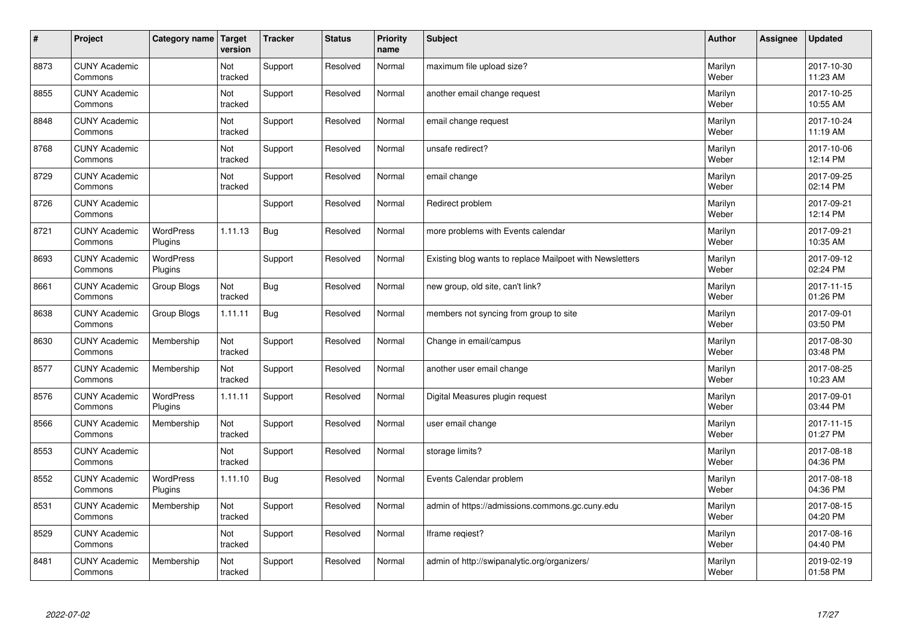| # | Project | Category name | Target version | Tracker | Status | Priority name | Subject | Author | Assignee | Updated |
|---|---|---|---|---|---|---|---|---|---|---|
| 8873 | CUNY Academic Commons | | Not tracked | Support | Resolved | Normal | maximum file upload size? | Marilyn Weber | | 2017-10-30 11:23 AM |
| 8855 | CUNY Academic Commons | | Not tracked | Support | Resolved | Normal | another email change request | Marilyn Weber | | 2017-10-25 10:55 AM |
| 8848 | CUNY Academic Commons | | Not tracked | Support | Resolved | Normal | email change request | Marilyn Weber | | 2017-10-24 11:19 AM |
| 8768 | CUNY Academic Commons | | Not tracked | Support | Resolved | Normal | unsafe redirect? | Marilyn Weber | | 2017-10-06 12:14 PM |
| 8729 | CUNY Academic Commons | | Not tracked | Support | Resolved | Normal | email change | Marilyn Weber | | 2017-09-25 02:14 PM |
| 8726 | CUNY Academic Commons | | | Support | Resolved | Normal | Redirect problem | Marilyn Weber | | 2017-09-21 12:14 PM |
| 8721 | CUNY Academic Commons | WordPress Plugins | 1.11.13 | Bug | Resolved | Normal | more problems with Events calendar | Marilyn Weber | | 2017-09-21 10:35 AM |
| 8693 | CUNY Academic Commons | WordPress Plugins | | Support | Resolved | Normal | Existing blog wants to replace Mailpoet with Newsletters | Marilyn Weber | | 2017-09-12 02:24 PM |
| 8661 | CUNY Academic Commons | Group Blogs | Not tracked | Bug | Resolved | Normal | new group, old site, can't link? | Marilyn Weber | | 2017-11-15 01:26 PM |
| 8638 | CUNY Academic Commons | Group Blogs | 1.11.11 | Bug | Resolved | Normal | members not syncing from group to site | Marilyn Weber | | 2017-09-01 03:50 PM |
| 8630 | CUNY Academic Commons | Membership | Not tracked | Support | Resolved | Normal | Change in email/campus | Marilyn Weber | | 2017-08-30 03:48 PM |
| 8577 | CUNY Academic Commons | Membership | Not tracked | Support | Resolved | Normal | another user email change | Marilyn Weber | | 2017-08-25 10:23 AM |
| 8576 | CUNY Academic Commons | WordPress Plugins | 1.11.11 | Support | Resolved | Normal | Digital Measures plugin request | Marilyn Weber | | 2017-09-01 03:44 PM |
| 8566 | CUNY Academic Commons | Membership | Not tracked | Support | Resolved | Normal | user email change | Marilyn Weber | | 2017-11-15 01:27 PM |
| 8553 | CUNY Academic Commons | | Not tracked | Support | Resolved | Normal | storage limits? | Marilyn Weber | | 2017-08-18 04:36 PM |
| 8552 | CUNY Academic Commons | WordPress Plugins | 1.11.10 | Bug | Resolved | Normal | Events Calendar problem | Marilyn Weber | | 2017-08-18 04:36 PM |
| 8531 | CUNY Academic Commons | Membership | Not tracked | Support | Resolved | Normal | admin of https://admissions.commons.gc.cuny.edu | Marilyn Weber | | 2017-08-15 04:20 PM |
| 8529 | CUNY Academic Commons | | Not tracked | Support | Resolved | Normal | Iframe reqiest? | Marilyn Weber | | 2017-08-16 04:40 PM |
| 8481 | CUNY Academic Commons | Membership | Not tracked | Support | Resolved | Normal | admin of http://swipanalytic.org/organizers/ | Marilyn Weber | | 2019-02-19 01:58 PM |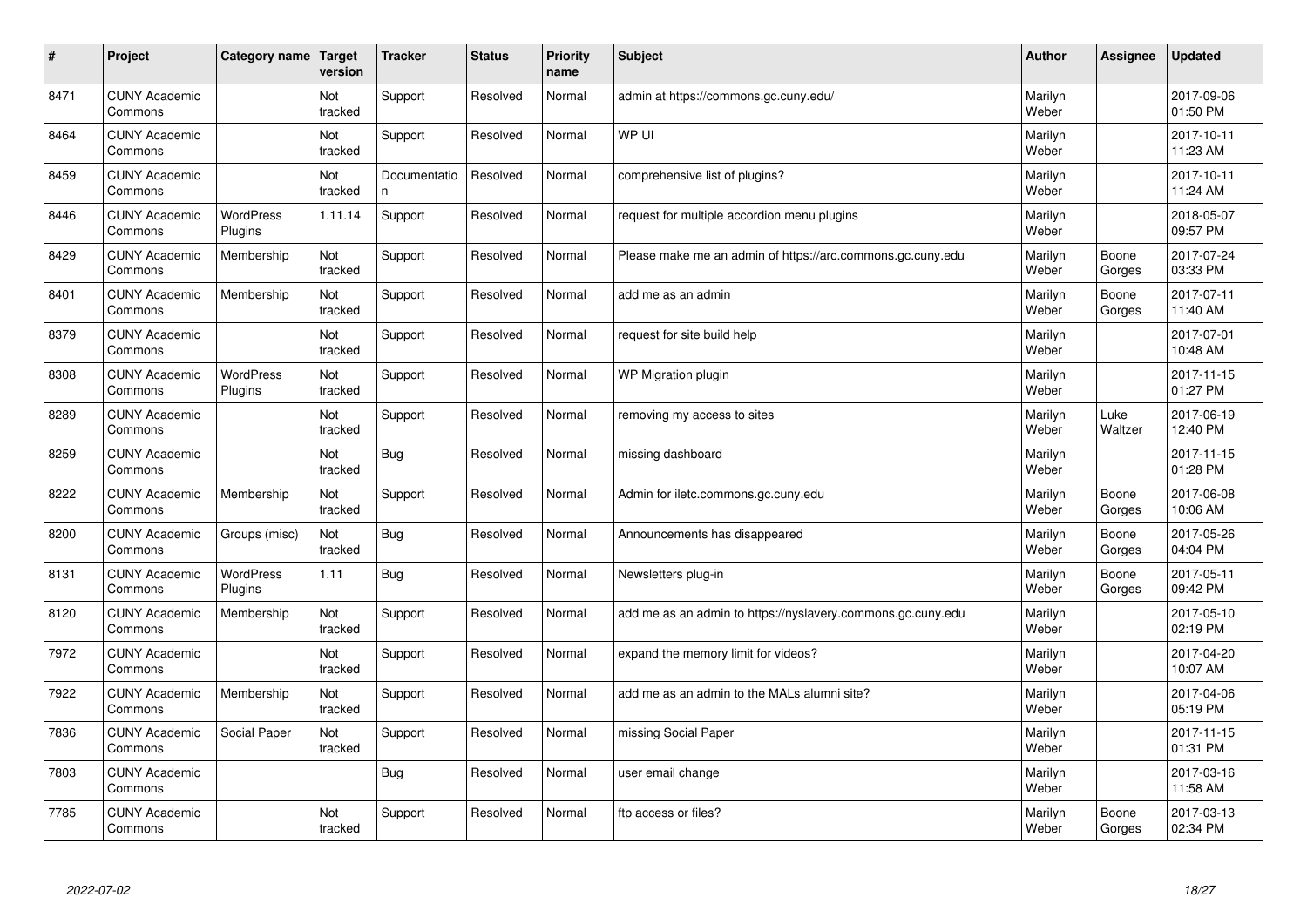| # | Project | Category name | Target version | Tracker | Status | Priority name | Subject | Author | Assignee | Updated |
|---|---|---|---|---|---|---|---|---|---|---|
| 8471 | CUNY Academic Commons | | Not tracked | Support | Resolved | Normal | admin at https://commons.gc.cuny.edu/ | Marilyn Weber | | 2017-09-06 01:50 PM |
| 8464 | CUNY Academic Commons | | Not tracked | Support | Resolved | Normal | WP UI | Marilyn Weber | | 2017-10-11 11:23 AM |
| 8459 | CUNY Academic Commons | | Not tracked | Documentation | Resolved | Normal | comprehensive list of plugins? | Marilyn Weber | | 2017-10-11 11:24 AM |
| 8446 | CUNY Academic Commons | WordPress Plugins | 1.11.14 | Support | Resolved | Normal | request for multiple accordion menu plugins | Marilyn Weber | | 2018-05-07 09:57 PM |
| 8429 | CUNY Academic Commons | Membership | Not tracked | Support | Resolved | Normal | Please make me an admin of https://arc.commons.gc.cuny.edu | Marilyn Weber | Boone Gorges | 2017-07-24 03:33 PM |
| 8401 | CUNY Academic Commons | Membership | Not tracked | Support | Resolved | Normal | add me as an admin | Marilyn Weber | Boone Gorges | 2017-07-11 11:40 AM |
| 8379 | CUNY Academic Commons | | Not tracked | Support | Resolved | Normal | request for site build help | Marilyn Weber | | 2017-07-01 10:48 AM |
| 8308 | CUNY Academic Commons | WordPress Plugins | Not tracked | Support | Resolved | Normal | WP Migration plugin | Marilyn Weber | | 2017-11-15 01:27 PM |
| 8289 | CUNY Academic Commons | | Not tracked | Support | Resolved | Normal | removing my access to sites | Marilyn Weber | Luke Waltzer | 2017-06-19 12:40 PM |
| 8259 | CUNY Academic Commons | | Not tracked | Bug | Resolved | Normal | missing dashboard | Marilyn Weber | | 2017-11-15 01:28 PM |
| 8222 | CUNY Academic Commons | Membership | Not tracked | Support | Resolved | Normal | Admin for iletc.commons.gc.cuny.edu | Marilyn Weber | Boone Gorges | 2017-06-08 10:06 AM |
| 8200 | CUNY Academic Commons | Groups (misc) | Not tracked | Bug | Resolved | Normal | Announcements has disappeared | Marilyn Weber | Boone Gorges | 2017-05-26 04:04 PM |
| 8131 | CUNY Academic Commons | WordPress Plugins | 1.11 | Bug | Resolved | Normal | Newsletters plug-in | Marilyn Weber | Boone Gorges | 2017-05-11 09:42 PM |
| 8120 | CUNY Academic Commons | Membership | Not tracked | Support | Resolved | Normal | add me as an admin to https://nyslavery.commons.gc.cuny.edu | Marilyn Weber | | 2017-05-10 02:19 PM |
| 7972 | CUNY Academic Commons | | Not tracked | Support | Resolved | Normal | expand the memory limit for videos? | Marilyn Weber | | 2017-04-20 10:07 AM |
| 7922 | CUNY Academic Commons | Membership | Not tracked | Support | Resolved | Normal | add me as an admin to the MALs alumni site? | Marilyn Weber | | 2017-04-06 05:19 PM |
| 7836 | CUNY Academic Commons | Social Paper | Not tracked | Support | Resolved | Normal | missing Social Paper | Marilyn Weber | | 2017-11-15 01:31 PM |
| 7803 | CUNY Academic Commons | | | Bug | Resolved | Normal | user email change | Marilyn Weber | | 2017-03-16 11:58 AM |
| 7785 | CUNY Academic Commons | | Not tracked | Support | Resolved | Normal | ftp access or files? | Marilyn Weber | Boone Gorges | 2017-03-13 02:34 PM |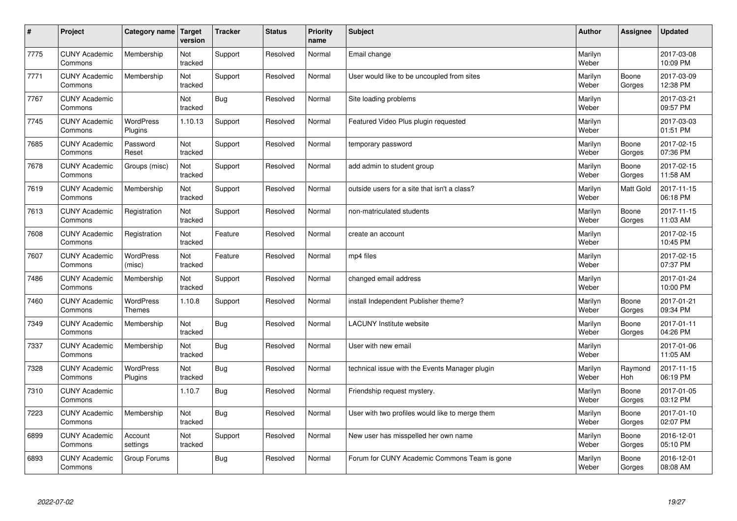| # | Project | Category name | Target version | Tracker | Status | Priority name | Subject | Author | Assignee | Updated |
|---|---|---|---|---|---|---|---|---|---|---|
| 7775 | CUNY Academic Commons | Membership | Not tracked | Support | Resolved | Normal | Email change | Marilyn Weber | | 2017-03-08 10:09 PM |
| 7771 | CUNY Academic Commons | Membership | Not tracked | Support | Resolved | Normal | User would like to be uncoupled from sites | Marilyn Weber | Boone Gorges | 2017-03-09 12:38 PM |
| 7767 | CUNY Academic Commons | | Not tracked | Bug | Resolved | Normal | Site loading problems | Marilyn Weber | | 2017-03-21 09:57 PM |
| 7745 | CUNY Academic Commons | WordPress Plugins | 1.10.13 | Support | Resolved | Normal | Featured Video Plus plugin requested | Marilyn Weber | | 2017-03-03 01:51 PM |
| 7685 | CUNY Academic Commons | Password Reset | Not tracked | Support | Resolved | Normal | temporary password | Marilyn Weber | Boone Gorges | 2017-02-15 07:36 PM |
| 7678 | CUNY Academic Commons | Groups (misc) | Not tracked | Support | Resolved | Normal | add admin to student group | Marilyn Weber | Boone Gorges | 2017-02-15 11:58 AM |
| 7619 | CUNY Academic Commons | Membership | Not tracked | Support | Resolved | Normal | outside users for a site that isn't a class? | Marilyn Weber | Matt Gold | 2017-11-15 06:18 PM |
| 7613 | CUNY Academic Commons | Registration | Not tracked | Support | Resolved | Normal | non-matriculated students | Marilyn Weber | Boone Gorges | 2017-11-15 11:03 AM |
| 7608 | CUNY Academic Commons | Registration | Not tracked | Feature | Resolved | Normal | create an account | Marilyn Weber | | 2017-02-15 10:45 PM |
| 7607 | CUNY Academic Commons | WordPress (misc) | Not tracked | Feature | Resolved | Normal | mp4 files | Marilyn Weber | | 2017-02-15 07:37 PM |
| 7486 | CUNY Academic Commons | Membership | Not tracked | Support | Resolved | Normal | changed email address | Marilyn Weber | | 2017-01-24 10:00 PM |
| 7460 | CUNY Academic Commons | WordPress Themes | 1.10.8 | Support | Resolved | Normal | install Independent Publisher theme? | Marilyn Weber | Boone Gorges | 2017-01-21 09:34 PM |
| 7349 | CUNY Academic Commons | Membership | Not tracked | Bug | Resolved | Normal | LACUNY Institute website | Marilyn Weber | Boone Gorges | 2017-01-11 04:26 PM |
| 7337 | CUNY Academic Commons | Membership | Not tracked | Bug | Resolved | Normal | User with new email | Marilyn Weber | | 2017-01-06 11:05 AM |
| 7328 | CUNY Academic Commons | WordPress Plugins | Not tracked | Bug | Resolved | Normal | technical issue with the Events Manager plugin | Marilyn Weber | Raymond Hoh | 2017-11-15 06:19 PM |
| 7310 | CUNY Academic Commons | | 1.10.7 | Bug | Resolved | Normal | Friendship request mystery. | Marilyn Weber | Boone Gorges | 2017-01-05 03:12 PM |
| 7223 | CUNY Academic Commons | Membership | Not tracked | Bug | Resolved | Normal | User with two profiles would like to merge them | Marilyn Weber | Boone Gorges | 2017-01-10 02:07 PM |
| 6899 | CUNY Academic Commons | Account settings | Not tracked | Support | Resolved | Normal | New user has misspelled her own name | Marilyn Weber | Boone Gorges | 2016-12-01 05:10 PM |
| 6893 | CUNY Academic Commons | Group Forums | | Bug | Resolved | Normal | Forum for CUNY Academic Commons Team is gone | Marilyn Weber | Boone Gorges | 2016-12-01 08:08 AM |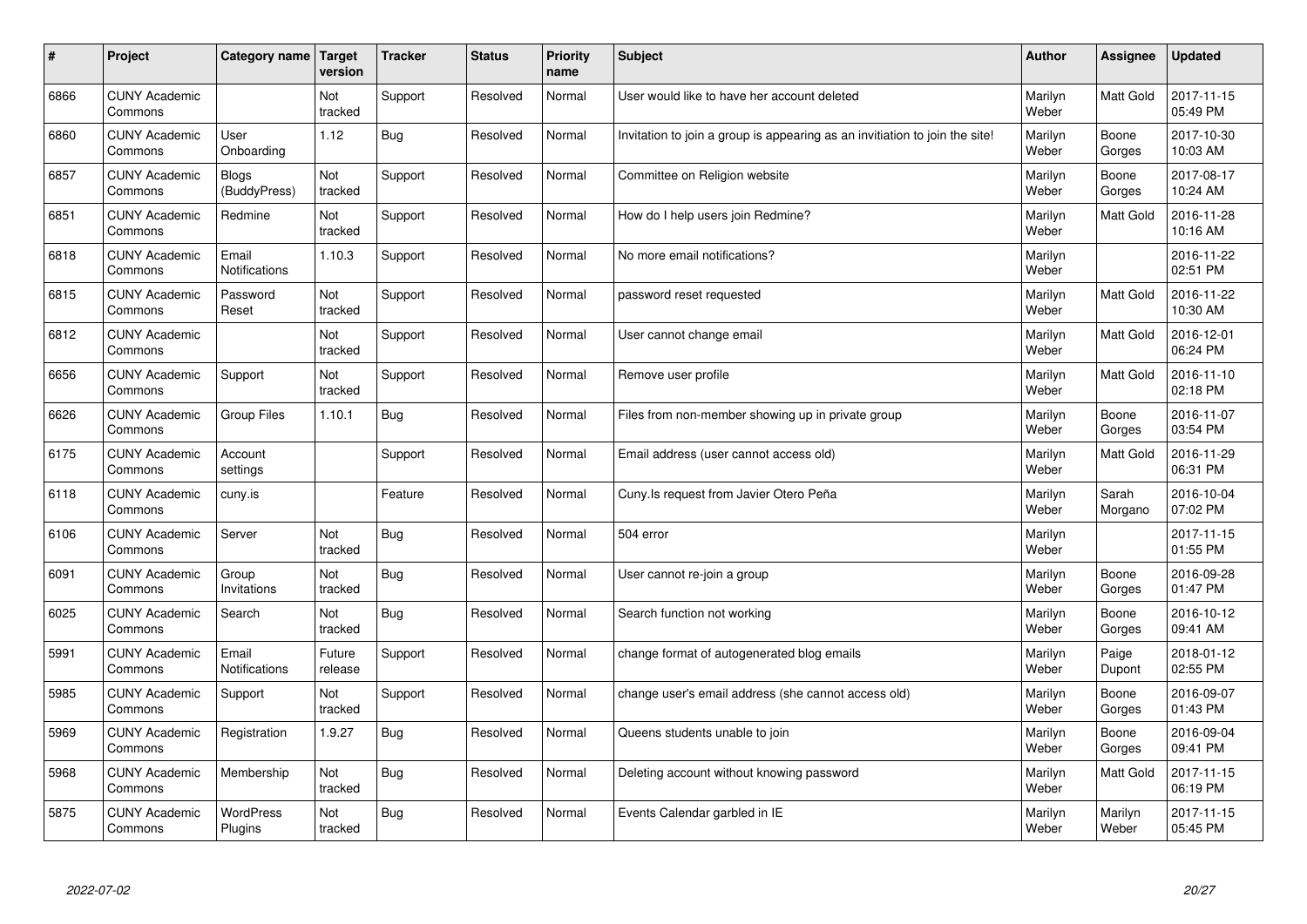| # | Project | Category name | Target version | Tracker | Status | Priority name | Subject | Author | Assignee | Updated |
|---|---|---|---|---|---|---|---|---|---|---|
| 6866 | CUNY Academic Commons | | Not tracked | Support | Resolved | Normal | User would like to have her account deleted | Marilyn Weber | Matt Gold | 2017-11-15 05:49 PM |
| 6860 | CUNY Academic Commons | User Onboarding | 1.12 | Bug | Resolved | Normal | Invitation to join a group is appearing as an invitiation to join the site! | Marilyn Weber | Boone Gorges | 2017-10-30 10:03 AM |
| 6857 | CUNY Academic Commons | Blogs (BuddyPress) | Not tracked | Support | Resolved | Normal | Committee on Religion website | Marilyn Weber | Boone Gorges | 2017-08-17 10:24 AM |
| 6851 | CUNY Academic Commons | Redmine | Not tracked | Support | Resolved | Normal | How do I help users join Redmine? | Marilyn Weber | Matt Gold | 2016-11-28 10:16 AM |
| 6818 | CUNY Academic Commons | Email Notifications | 1.10.3 | Support | Resolved | Normal | No more email notifications? | Marilyn Weber | | 2016-11-22 02:51 PM |
| 6815 | CUNY Academic Commons | Password Reset | Not tracked | Support | Resolved | Normal | password reset requested | Marilyn Weber | Matt Gold | 2016-11-22 10:30 AM |
| 6812 | CUNY Academic Commons | | Not tracked | Support | Resolved | Normal | User cannot change email | Marilyn Weber | Matt Gold | 2016-12-01 06:24 PM |
| 6656 | CUNY Academic Commons | Support | Not tracked | Support | Resolved | Normal | Remove user profile | Marilyn Weber | Matt Gold | 2016-11-10 02:18 PM |
| 6626 | CUNY Academic Commons | Group Files | 1.10.1 | Bug | Resolved | Normal | Files from non-member showing up in private group | Marilyn Weber | Boone Gorges | 2016-11-07 03:54 PM |
| 6175 | CUNY Academic Commons | Account settings | | Support | Resolved | Normal | Email address (user cannot access old) | Marilyn Weber | Matt Gold | 2016-11-29 06:31 PM |
| 6118 | CUNY Academic Commons | cuny.is | | Feature | Resolved | Normal | Cuny.Is request from Javier Otero Peña | Marilyn Weber | Sarah Morgano | 2016-10-04 07:02 PM |
| 6106 | CUNY Academic Commons | Server | Not tracked | Bug | Resolved | Normal | 504 error | Marilyn Weber | | 2017-11-15 01:55 PM |
| 6091 | CUNY Academic Commons | Group Invitations | Not tracked | Bug | Resolved | Normal | User cannot re-join a group | Marilyn Weber | Boone Gorges | 2016-09-28 01:47 PM |
| 6025 | CUNY Academic Commons | Search | Not tracked | Bug | Resolved | Normal | Search function not working | Marilyn Weber | Boone Gorges | 2016-10-12 09:41 AM |
| 5991 | CUNY Academic Commons | Email Notifications | Future release | Support | Resolved | Normal | change format of autogenerated blog emails | Marilyn Weber | Paige Dupont | 2018-01-12 02:55 PM |
| 5985 | CUNY Academic Commons | Support | Not tracked | Support | Resolved | Normal | change user's email address (she cannot access old) | Marilyn Weber | Boone Gorges | 2016-09-07 01:43 PM |
| 5969 | CUNY Academic Commons | Registration | 1.9.27 | Bug | Resolved | Normal | Queens students unable to join | Marilyn Weber | Boone Gorges | 2016-09-04 09:41 PM |
| 5968 | CUNY Academic Commons | Membership | Not tracked | Bug | Resolved | Normal | Deleting account without knowing password | Marilyn Weber | Matt Gold | 2017-11-15 06:19 PM |
| 5875 | CUNY Academic Commons | WordPress Plugins | Not tracked | Bug | Resolved | Normal | Events Calendar garbled in IE | Marilyn Weber | Marilyn Weber | 2017-11-15 05:45 PM |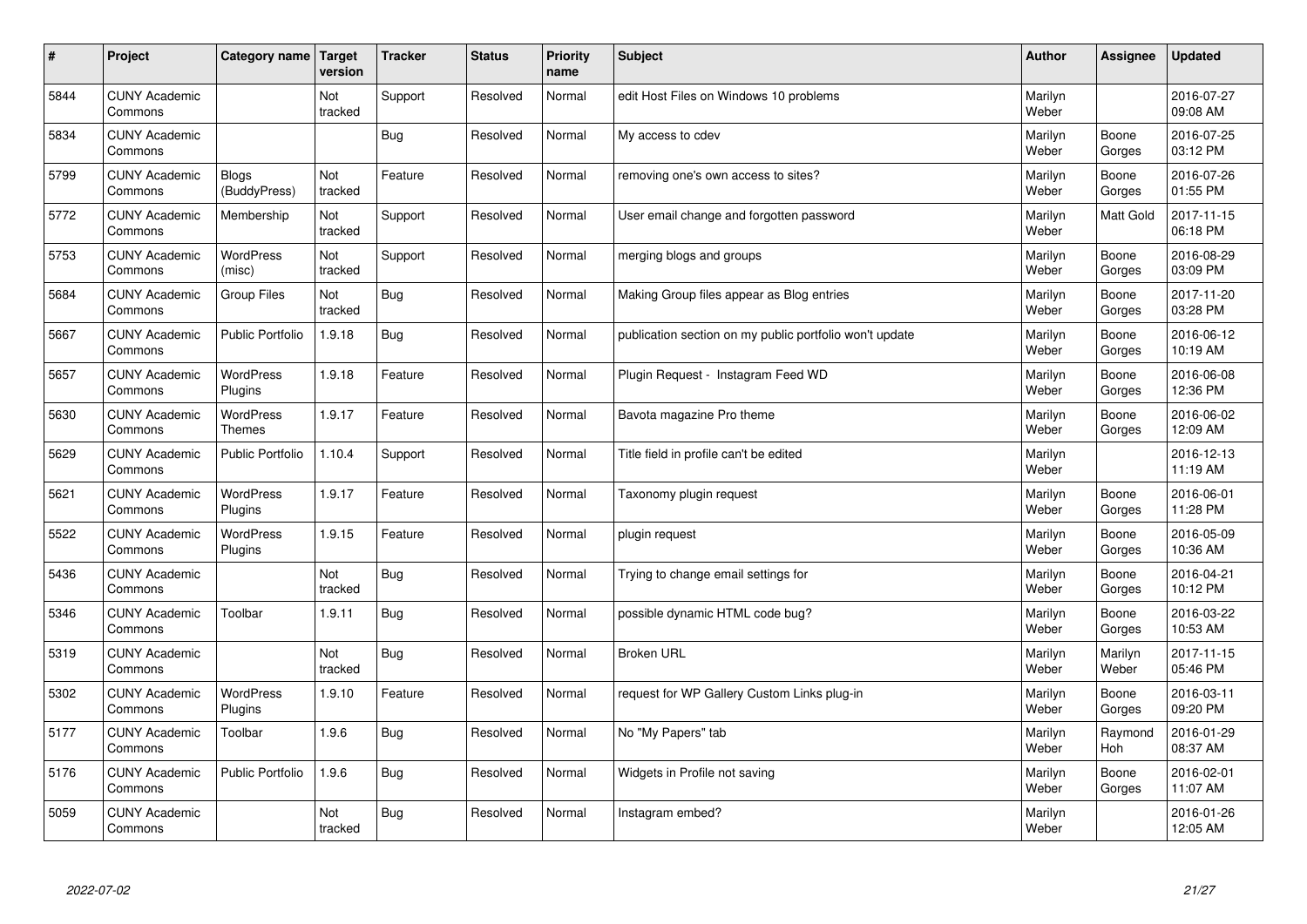| # | Project | Category name | Target version | Tracker | Status | Priority name | Subject | Author | Assignee | Updated |
|---|---|---|---|---|---|---|---|---|---|---|
| 5844 | CUNY Academic Commons | | Not tracked | Support | Resolved | Normal | edit Host Files on Windows 10 problems | Marilyn Weber | | 2016-07-27 09:08 AM |
| 5834 | CUNY Academic Commons | | | Bug | Resolved | Normal | My access to cdev | Marilyn Weber | Boone Gorges | 2016-07-25 03:12 PM |
| 5799 | CUNY Academic Commons | Blogs (BuddyPress) | Not tracked | Feature | Resolved | Normal | removing one's own access to sites? | Marilyn Weber | Boone Gorges | 2016-07-26 01:55 PM |
| 5772 | CUNY Academic Commons | Membership | Not tracked | Support | Resolved | Normal | User email change and forgotten password | Marilyn Weber | Matt Gold | 2017-11-15 06:18 PM |
| 5753 | CUNY Academic Commons | WordPress (misc) | Not tracked | Support | Resolved | Normal | merging blogs and groups | Marilyn Weber | Boone Gorges | 2016-08-29 03:09 PM |
| 5684 | CUNY Academic Commons | Group Files | Not tracked | Bug | Resolved | Normal | Making Group files appear as Blog entries | Marilyn Weber | Boone Gorges | 2017-11-20 03:28 PM |
| 5667 | CUNY Academic Commons | Public Portfolio | 1.9.18 | Bug | Resolved | Normal | publication section on my public portfolio won't update | Marilyn Weber | Boone Gorges | 2016-06-12 10:19 AM |
| 5657 | CUNY Academic Commons | WordPress Plugins | 1.9.18 | Feature | Resolved | Normal | Plugin Request - Instagram Feed WD | Marilyn Weber | Boone Gorges | 2016-06-08 12:36 PM |
| 5630 | CUNY Academic Commons | WordPress Themes | 1.9.17 | Feature | Resolved | Normal | Bavota magazine Pro theme | Marilyn Weber | Boone Gorges | 2016-06-02 12:09 AM |
| 5629 | CUNY Academic Commons | Public Portfolio | 1.10.4 | Support | Resolved | Normal | Title field in profile can't be edited | Marilyn Weber | | 2016-12-13 11:19 AM |
| 5621 | CUNY Academic Commons | WordPress Plugins | 1.9.17 | Feature | Resolved | Normal | Taxonomy plugin request | Marilyn Weber | Boone Gorges | 2016-06-01 11:28 PM |
| 5522 | CUNY Academic Commons | WordPress Plugins | 1.9.15 | Feature | Resolved | Normal | plugin request | Marilyn Weber | Boone Gorges | 2016-05-09 10:36 AM |
| 5436 | CUNY Academic Commons | | Not tracked | Bug | Resolved | Normal | Trying to change email settings for | Marilyn Weber | Boone Gorges | 2016-04-21 10:12 PM |
| 5346 | CUNY Academic Commons | Toolbar | 1.9.11 | Bug | Resolved | Normal | possible dynamic HTML code bug? | Marilyn Weber | Boone Gorges | 2016-03-22 10:53 AM |
| 5319 | CUNY Academic Commons | | Not tracked | Bug | Resolved | Normal | Broken URL | Marilyn Weber | Marilyn Weber | 2017-11-15 05:46 PM |
| 5302 | CUNY Academic Commons | WordPress Plugins | 1.9.10 | Feature | Resolved | Normal | request for WP Gallery Custom Links plug-in | Marilyn Weber | Boone Gorges | 2016-03-11 09:20 PM |
| 5177 | CUNY Academic Commons | Toolbar | 1.9.6 | Bug | Resolved | Normal | No "My Papers" tab | Marilyn Weber | Raymond Hoh | 2016-01-29 08:37 AM |
| 5176 | CUNY Academic Commons | Public Portfolio | 1.9.6 | Bug | Resolved | Normal | Widgets in Profile not saving | Marilyn Weber | Boone Gorges | 2016-02-01 11:07 AM |
| 5059 | CUNY Academic Commons | | Not tracked | Bug | Resolved | Normal | Instagram embed? | Marilyn Weber | | 2016-01-26 12:05 AM |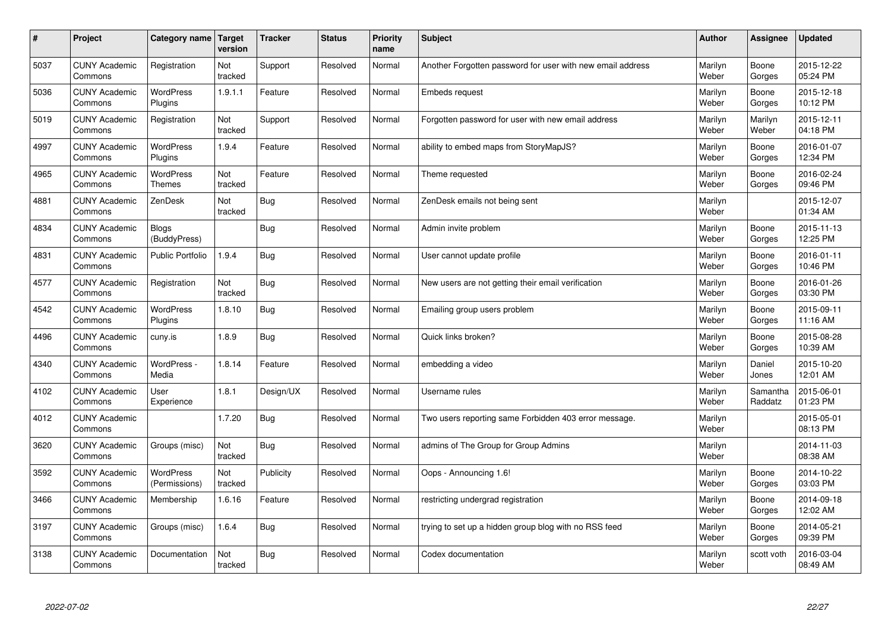| # | Project | Category name | Target version | Tracker | Status | Priority name | Subject | Author | Assignee | Updated |
|---|---|---|---|---|---|---|---|---|---|---|
| 5037 | CUNY Academic Commons | Registration | Not tracked | Support | Resolved | Normal | Another Forgotten password for user with new email address | Marilyn Weber | Boone Gorges | 2015-12-22 05:24 PM |
| 5036 | CUNY Academic Commons | WordPress Plugins | 1.9.1.1 | Feature | Resolved | Normal | Embeds request | Marilyn Weber | Boone Gorges | 2015-12-18 10:12 PM |
| 5019 | CUNY Academic Commons | Registration | Not tracked | Support | Resolved | Normal | Forgotten password for user with new email address | Marilyn Weber | Marilyn Weber | 2015-12-11 04:18 PM |
| 4997 | CUNY Academic Commons | WordPress Plugins | 1.9.4 | Feature | Resolved | Normal | ability to embed maps from StoryMapJS? | Marilyn Weber | Boone Gorges | 2016-01-07 12:34 PM |
| 4965 | CUNY Academic Commons | WordPress Themes | Not tracked | Feature | Resolved | Normal | Theme requested | Marilyn Weber | Boone Gorges | 2016-02-24 09:46 PM |
| 4881 | CUNY Academic Commons | ZenDesk | Not tracked | Bug | Resolved | Normal | ZenDesk emails not being sent | Marilyn Weber | | 2015-12-07 01:34 AM |
| 4834 | CUNY Academic Commons | Blogs (BuddyPress) | | Bug | Resolved | Normal | Admin invite problem | Marilyn Weber | Boone Gorges | 2015-11-13 12:25 PM |
| 4831 | CUNY Academic Commons | Public Portfolio | 1.9.4 | Bug | Resolved | Normal | User cannot update profile | Marilyn Weber | Boone Gorges | 2016-01-11 10:46 PM |
| 4577 | CUNY Academic Commons | Registration | Not tracked | Bug | Resolved | Normal | New users are not getting their email verification | Marilyn Weber | Boone Gorges | 2016-01-26 03:30 PM |
| 4542 | CUNY Academic Commons | WordPress Plugins | 1.8.10 | Bug | Resolved | Normal | Emailing group users problem | Marilyn Weber | Boone Gorges | 2015-09-11 11:16 AM |
| 4496 | CUNY Academic Commons | cuny.is | 1.8.9 | Bug | Resolved | Normal | Quick links broken? | Marilyn Weber | Boone Gorges | 2015-08-28 10:39 AM |
| 4340 | CUNY Academic Commons | WordPress - Media | 1.8.14 | Feature | Resolved | Normal | embedding a video | Marilyn Weber | Daniel Jones | 2015-10-20 12:01 AM |
| 4102 | CUNY Academic Commons | User Experience | 1.8.1 | Design/UX | Resolved | Normal | Username rules | Marilyn Weber | Samantha Raddatz | 2015-06-01 01:23 PM |
| 4012 | CUNY Academic Commons | | 1.7.20 | Bug | Resolved | Normal | Two users reporting same Forbidden 403 error message. | Marilyn Weber | | 2015-05-01 08:13 PM |
| 3620 | CUNY Academic Commons | Groups (misc) | Not tracked | Bug | Resolved | Normal | admins of The Group for Group Admins | Marilyn Weber | | 2014-11-03 08:38 AM |
| 3592 | CUNY Academic Commons | WordPress (Permissions) | Not tracked | Publicity | Resolved | Normal | Oops - Announcing 1.6! | Marilyn Weber | Boone Gorges | 2014-10-22 03:03 PM |
| 3466 | CUNY Academic Commons | Membership | 1.6.16 | Feature | Resolved | Normal | restricting undergrad registration | Marilyn Weber | Boone Gorges | 2014-09-18 12:02 AM |
| 3197 | CUNY Academic Commons | Groups (misc) | 1.6.4 | Bug | Resolved | Normal | trying to set up a hidden group blog with no RSS feed | Marilyn Weber | Boone Gorges | 2014-05-21 09:39 PM |
| 3138 | CUNY Academic Commons | Documentation | Not tracked | Bug | Resolved | Normal | Codex documentation | Marilyn Weber | scott voth | 2016-03-04 08:49 AM |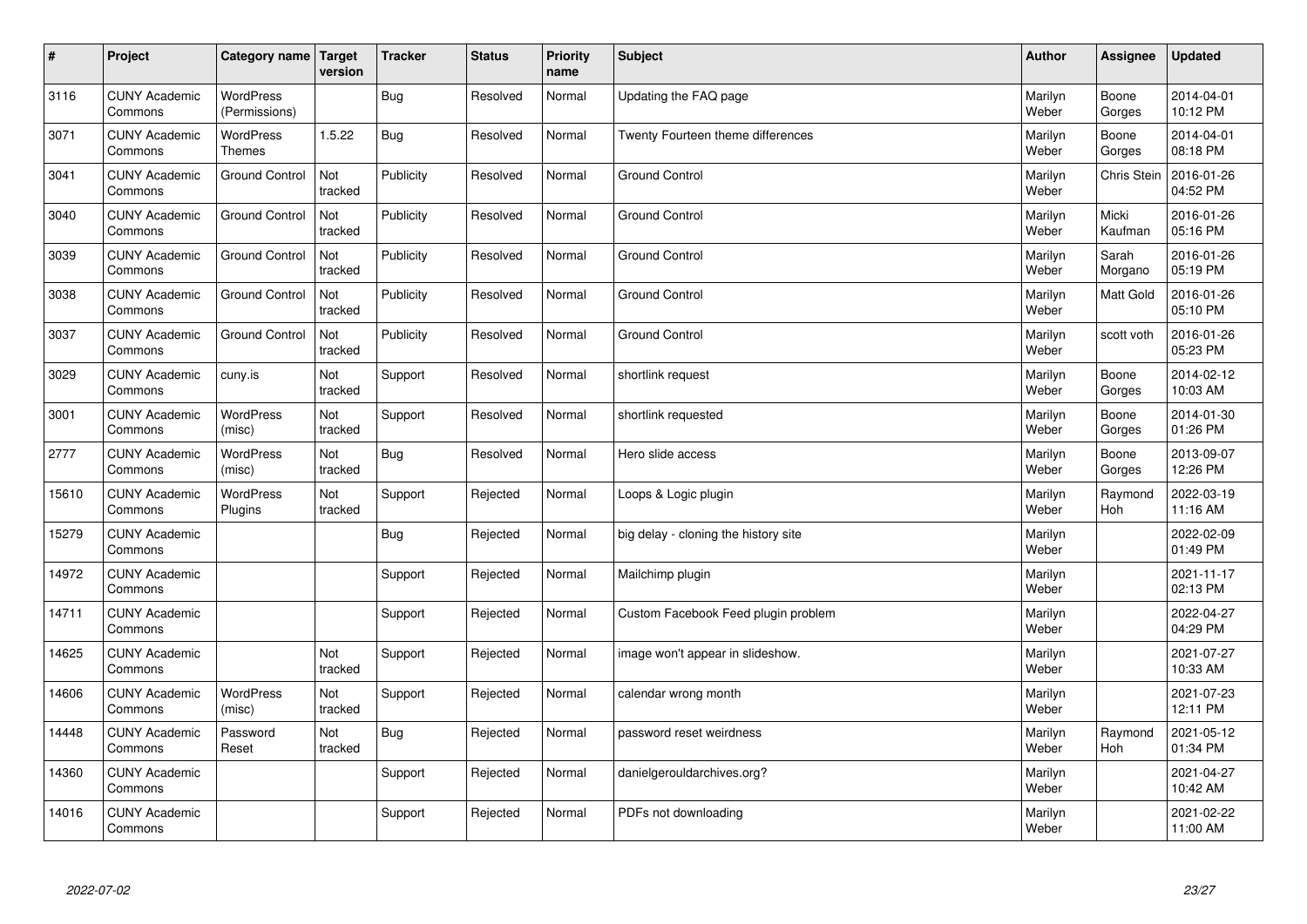| # | Project | Category name | Target version | Tracker | Status | Priority name | Subject | Author | Assignee | Updated |
|---|---|---|---|---|---|---|---|---|---|---|
| 3116 | CUNY Academic Commons | WordPress (Permissions) | | Bug | Resolved | Normal | Updating the FAQ page | Marilyn Weber | Boone Gorges | 2014-04-01 10:12 PM |
| 3071 | CUNY Academic Commons | WordPress Themes | 1.5.22 | Bug | Resolved | Normal | Twenty Fourteen theme differences | Marilyn Weber | Boone Gorges | 2014-04-01 08:18 PM |
| 3041 | CUNY Academic Commons | Ground Control | Not tracked | Publicity | Resolved | Normal | Ground Control | Marilyn Weber | Chris Stein | 2016-01-26 04:52 PM |
| 3040 | CUNY Academic Commons | Ground Control | Not tracked | Publicity | Resolved | Normal | Ground Control | Marilyn Weber | Micki Kaufman | 2016-01-26 05:16 PM |
| 3039 | CUNY Academic Commons | Ground Control | Not tracked | Publicity | Resolved | Normal | Ground Control | Marilyn Weber | Sarah Morgano | 2016-01-26 05:19 PM |
| 3038 | CUNY Academic Commons | Ground Control | Not tracked | Publicity | Resolved | Normal | Ground Control | Marilyn Weber | Matt Gold | 2016-01-26 05:10 PM |
| 3037 | CUNY Academic Commons | Ground Control | Not tracked | Publicity | Resolved | Normal | Ground Control | Marilyn Weber | scott voth | 2016-01-26 05:23 PM |
| 3029 | CUNY Academic Commons | cuny.is | Not tracked | Support | Resolved | Normal | shortlink request | Marilyn Weber | Boone Gorges | 2014-02-12 10:03 AM |
| 3001 | CUNY Academic Commons | WordPress (misc) | Not tracked | Support | Resolved | Normal | shortlink requested | Marilyn Weber | Boone Gorges | 2014-01-30 01:26 PM |
| 2777 | CUNY Academic Commons | WordPress (misc) | Not tracked | Bug | Resolved | Normal | Hero slide access | Marilyn Weber | Boone Gorges | 2013-09-07 12:26 PM |
| 15610 | CUNY Academic Commons | WordPress Plugins | Not tracked | Support | Rejected | Normal | Loops & Logic plugin | Marilyn Weber | Raymond Hoh | 2022-03-19 11:16 AM |
| 15279 | CUNY Academic Commons | | | Bug | Rejected | Normal | big delay - cloning the history site | Marilyn Weber | | 2022-02-09 01:49 PM |
| 14972 | CUNY Academic Commons | | | Support | Rejected | Normal | Mailchimp plugin | Marilyn Weber | | 2021-11-17 02:13 PM |
| 14711 | CUNY Academic Commons | | | Support | Rejected | Normal | Custom Facebook Feed plugin problem | Marilyn Weber | | 2022-04-27 04:29 PM |
| 14625 | CUNY Academic Commons | | Not tracked | Support | Rejected | Normal | image won't appear in slideshow. | Marilyn Weber | | 2021-07-27 10:33 AM |
| 14606 | CUNY Academic Commons | WordPress (misc) | Not tracked | Support | Rejected | Normal | calendar wrong month | Marilyn Weber | | 2021-07-23 12:11 PM |
| 14448 | CUNY Academic Commons | Password Reset | Not tracked | Bug | Rejected | Normal | password reset weirdness | Marilyn Weber | Raymond Hoh | 2021-05-12 01:34 PM |
| 14360 | CUNY Academic Commons | | | Support | Rejected | Normal | danielgerouldarchives.org? | Marilyn Weber | | 2021-04-27 10:42 AM |
| 14016 | CUNY Academic Commons | | | Support | Rejected | Normal | PDFs not downloading | Marilyn Weber | | 2021-02-22 11:00 AM |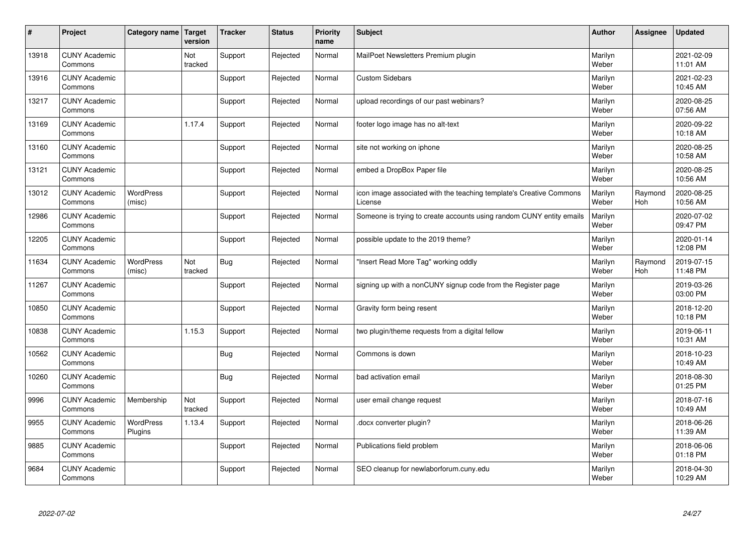| # | Project | Category name | Target version | Tracker | Status | Priority name | Subject | Author | Assignee | Updated |
|---|---|---|---|---|---|---|---|---|---|---|
| 13918 | CUNY Academic Commons | | Not tracked | Support | Rejected | Normal | MailPoet Newsletters Premium plugin | Marilyn Weber | | 2021-02-09 11:01 AM |
| 13916 | CUNY Academic Commons | | | Support | Rejected | Normal | Custom Sidebars | Marilyn Weber | | 2021-02-23 10:45 AM |
| 13217 | CUNY Academic Commons | | | Support | Rejected | Normal | upload recordings of our past webinars? | Marilyn Weber | | 2020-08-25 07:56 AM |
| 13169 | CUNY Academic Commons | | 1.17.4 | Support | Rejected | Normal | footer logo image has no alt-text | Marilyn Weber | | 2020-09-22 10:18 AM |
| 13160 | CUNY Academic Commons | | | Support | Rejected | Normal | site not working on iphone | Marilyn Weber | | 2020-08-25 10:58 AM |
| 13121 | CUNY Academic Commons | | | Support | Rejected | Normal | embed a DropBox Paper file | Marilyn Weber | | 2020-08-25 10:56 AM |
| 13012 | CUNY Academic Commons | WordPress (misc) | | Support | Rejected | Normal | icon image associated with the teaching template's Creative Commons License | Marilyn Weber | Raymond Hoh | 2020-08-25 10:56 AM |
| 12986 | CUNY Academic Commons | | | Support | Rejected | Normal | Someone is trying to create accounts using random CUNY entity emails | Marilyn Weber | | 2020-07-02 09:47 PM |
| 12205 | CUNY Academic Commons | | | Support | Rejected | Normal | possible update to the 2019 theme? | Marilyn Weber | | 2020-01-14 12:08 PM |
| 11634 | CUNY Academic Commons | WordPress (misc) | Not tracked | Bug | Rejected | Normal | "Insert Read More Tag" working oddly | Marilyn Weber | Raymond Hoh | 2019-07-15 11:48 PM |
| 11267 | CUNY Academic Commons | | | Support | Rejected | Normal | signing up with a nonCUNY signup code from the Register page | Marilyn Weber | | 2019-03-26 03:00 PM |
| 10850 | CUNY Academic Commons | | | Support | Rejected | Normal | Gravity form being resent | Marilyn Weber | | 2018-12-20 10:18 PM |
| 10838 | CUNY Academic Commons | | 1.15.3 | Support | Rejected | Normal | two plugin/theme requests from a digital fellow | Marilyn Weber | | 2019-06-11 10:31 AM |
| 10562 | CUNY Academic Commons | | | Bug | Rejected | Normal | Commons is down | Marilyn Weber | | 2018-10-23 10:49 AM |
| 10260 | CUNY Academic Commons | | | Bug | Rejected | Normal | bad activation email | Marilyn Weber | | 2018-08-30 01:25 PM |
| 9996 | CUNY Academic Commons | Membership | Not tracked | Support | Rejected | Normal | user email change request | Marilyn Weber | | 2018-07-16 10:49 AM |
| 9955 | CUNY Academic Commons | WordPress Plugins | 1.13.4 | Support | Rejected | Normal | .docx converter plugin? | Marilyn Weber | | 2018-06-26 11:39 AM |
| 9885 | CUNY Academic Commons | | | Support | Rejected | Normal | Publications field problem | Marilyn Weber | | 2018-06-06 01:18 PM |
| 9684 | CUNY Academic Commons | | | Support | Rejected | Normal | SEO cleanup for newlaborforum.cuny.edu | Marilyn Weber | | 2018-04-30 10:29 AM |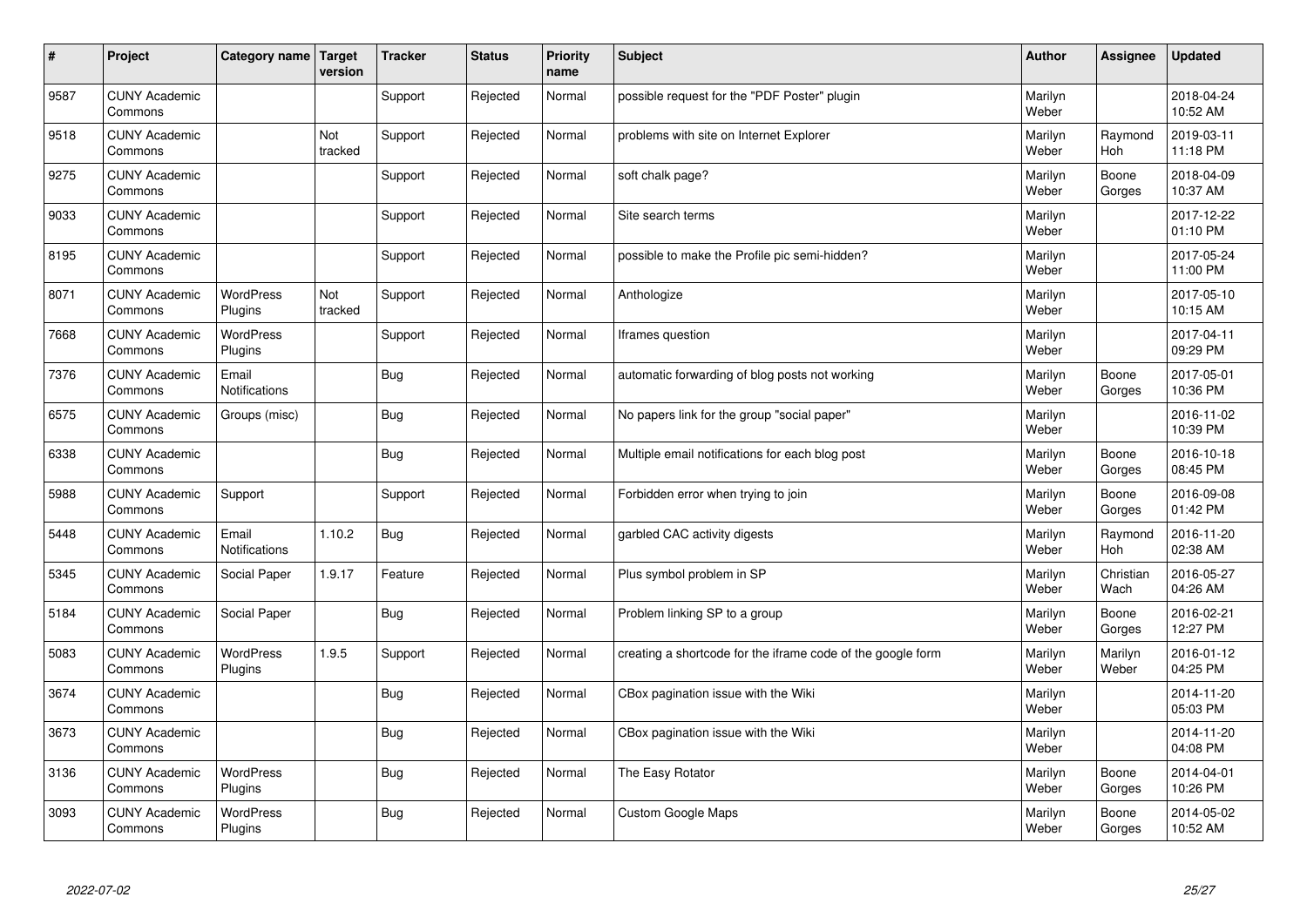| # | Project | Category name | Target version | Tracker | Status | Priority name | Subject | Author | Assignee | Updated |
|---|---|---|---|---|---|---|---|---|---|---|
| 9587 | CUNY Academic Commons | | | Support | Rejected | Normal | possible request for the "PDF Poster" plugin | Marilyn Weber | | 2018-04-24 10:52 AM |
| 9518 | CUNY Academic Commons | | Not tracked | Support | Rejected | Normal | problems with site on Internet Explorer | Marilyn Weber | Raymond Hoh | 2019-03-11 11:18 PM |
| 9275 | CUNY Academic Commons | | | Support | Rejected | Normal | soft chalk page? | Marilyn Weber | Boone Gorges | 2018-04-09 10:37 AM |
| 9033 | CUNY Academic Commons | | | Support | Rejected | Normal | Site search terms | Marilyn Weber | | 2017-12-22 01:10 PM |
| 8195 | CUNY Academic Commons | | | Support | Rejected | Normal | possible to make the Profile pic semi-hidden? | Marilyn Weber | | 2017-05-24 11:00 PM |
| 8071 | CUNY Academic Commons | WordPress Plugins | Not tracked | Support | Rejected | Normal | Anthologize | Marilyn Weber | | 2017-05-10 10:15 AM |
| 7668 | CUNY Academic Commons | WordPress Plugins | | Support | Rejected | Normal | Iframes question | Marilyn Weber | | 2017-04-11 09:29 PM |
| 7376 | CUNY Academic Commons | Email Notifications | | Bug | Rejected | Normal | automatic forwarding of blog posts not working | Marilyn Weber | Boone Gorges | 2017-05-01 10:36 PM |
| 6575 | CUNY Academic Commons | Groups (misc) | | Bug | Rejected | Normal | No papers link for the group "social paper" | Marilyn Weber | | 2016-11-02 10:39 PM |
| 6338 | CUNY Academic Commons | | | Bug | Rejected | Normal | Multiple email notifications for each blog post | Marilyn Weber | Boone Gorges | 2016-10-18 08:45 PM |
| 5988 | CUNY Academic Commons | Support | | Support | Rejected | Normal | Forbidden error when trying to join | Marilyn Weber | Boone Gorges | 2016-09-08 01:42 PM |
| 5448 | CUNY Academic Commons | Email Notifications | 1.10.2 | Bug | Rejected | Normal | garbled CAC activity digests | Marilyn Weber | Raymond Hoh | 2016-11-20 02:38 AM |
| 5345 | CUNY Academic Commons | Social Paper | 1.9.17 | Feature | Rejected | Normal | Plus symbol problem in SP | Marilyn Weber | Christian Wach | 2016-05-27 04:26 AM |
| 5184 | CUNY Academic Commons | Social Paper | | Bug | Rejected | Normal | Problem linking SP to a group | Marilyn Weber | Boone Gorges | 2016-02-21 12:27 PM |
| 5083 | CUNY Academic Commons | WordPress Plugins | 1.9.5 | Support | Rejected | Normal | creating a shortcode for the iframe code of the google form | Marilyn Weber | Marilyn Weber | 2016-01-12 04:25 PM |
| 3674 | CUNY Academic Commons | | | Bug | Rejected | Normal | CBox pagination issue with the Wiki | Marilyn Weber | | 2014-11-20 05:03 PM |
| 3673 | CUNY Academic Commons | | | Bug | Rejected | Normal | CBox pagination issue with the Wiki | Marilyn Weber | | 2014-11-20 04:08 PM |
| 3136 | CUNY Academic Commons | WordPress Plugins | | Bug | Rejected | Normal | The Easy Rotator | Marilyn Weber | Boone Gorges | 2014-04-01 10:26 PM |
| 3093 | CUNY Academic Commons | WordPress Plugins | | Bug | Rejected | Normal | Custom Google Maps | Marilyn Weber | Boone Gorges | 2014-05-02 10:52 AM |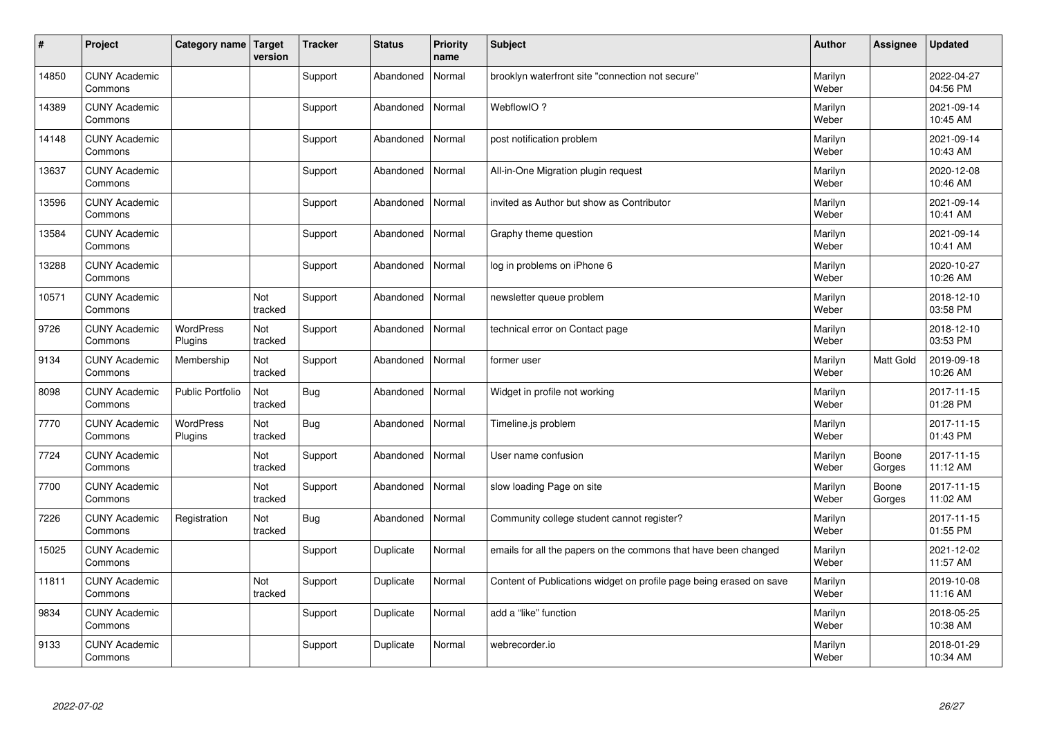| # | Project | Category name | Target version | Tracker | Status | Priority name | Subject | Author | Assignee | Updated |
|---|---|---|---|---|---|---|---|---|---|---|
| 14850 | CUNY Academic Commons | | | Support | Abandoned | Normal | brooklyn waterfront site "connection not secure" | Marilyn Weber | | 2022-04-27 04:56 PM |
| 14389 | CUNY Academic Commons | | | Support | Abandoned | Normal | WebflowIO ? | Marilyn Weber | | 2021-09-14 10:45 AM |
| 14148 | CUNY Academic Commons | | | Support | Abandoned | Normal | post notification problem | Marilyn Weber | | 2021-09-14 10:43 AM |
| 13637 | CUNY Academic Commons | | | Support | Abandoned | Normal | All-in-One Migration plugin request | Marilyn Weber | | 2020-12-08 10:46 AM |
| 13596 | CUNY Academic Commons | | | Support | Abandoned | Normal | invited as Author but show as Contributor | Marilyn Weber | | 2021-09-14 10:41 AM |
| 13584 | CUNY Academic Commons | | | Support | Abandoned | Normal | Graphy theme question | Marilyn Weber | | 2021-09-14 10:41 AM |
| 13288 | CUNY Academic Commons | | | Support | Abandoned | Normal | log in problems on iPhone 6 | Marilyn Weber | | 2020-10-27 10:26 AM |
| 10571 | CUNY Academic Commons | | Not tracked | Support | Abandoned | Normal | newsletter queue problem | Marilyn Weber | | 2018-12-10 03:58 PM |
| 9726 | CUNY Academic Commons | WordPress Plugins | Not tracked | Support | Abandoned | Normal | technical error on Contact page | Marilyn Weber | | 2018-12-10 03:53 PM |
| 9134 | CUNY Academic Commons | Membership | Not tracked | Support | Abandoned | Normal | former user | Marilyn Weber | Matt Gold | 2019-09-18 10:26 AM |
| 8098 | CUNY Academic Commons | Public Portfolio | Not tracked | Bug | Abandoned | Normal | Widget in profile not working | Marilyn Weber | | 2017-11-15 01:28 PM |
| 7770 | CUNY Academic Commons | WordPress Plugins | Not tracked | Bug | Abandoned | Normal | Timeline.js problem | Marilyn Weber | | 2017-11-15 01:43 PM |
| 7724 | CUNY Academic Commons | | Not tracked | Support | Abandoned | Normal | User name confusion | Marilyn Weber | Boone Gorges | 2017-11-15 11:12 AM |
| 7700 | CUNY Academic Commons | | Not tracked | Support | Abandoned | Normal | slow loading Page on site | Marilyn Weber | Boone Gorges | 2017-11-15 11:02 AM |
| 7226 | CUNY Academic Commons | Registration | Not tracked | Bug | Abandoned | Normal | Community college student cannot register? | Marilyn Weber | | 2017-11-15 01:55 PM |
| 15025 | CUNY Academic Commons | | | Support | Duplicate | Normal | emails for all the papers on the commons that have been changed | Marilyn Weber | | 2021-12-02 11:57 AM |
| 11811 | CUNY Academic Commons | | Not tracked | Support | Duplicate | Normal | Content of Publications widget on profile page being erased on save | Marilyn Weber | | 2019-10-08 11:16 AM |
| 9834 | CUNY Academic Commons | | | Support | Duplicate | Normal | add a "like" function | Marilyn Weber | | 2018-05-25 10:38 AM |
| 9133 | CUNY Academic Commons | | | Support | Duplicate | Normal | webrecorder.io | Marilyn Weber | | 2018-01-29 10:34 AM |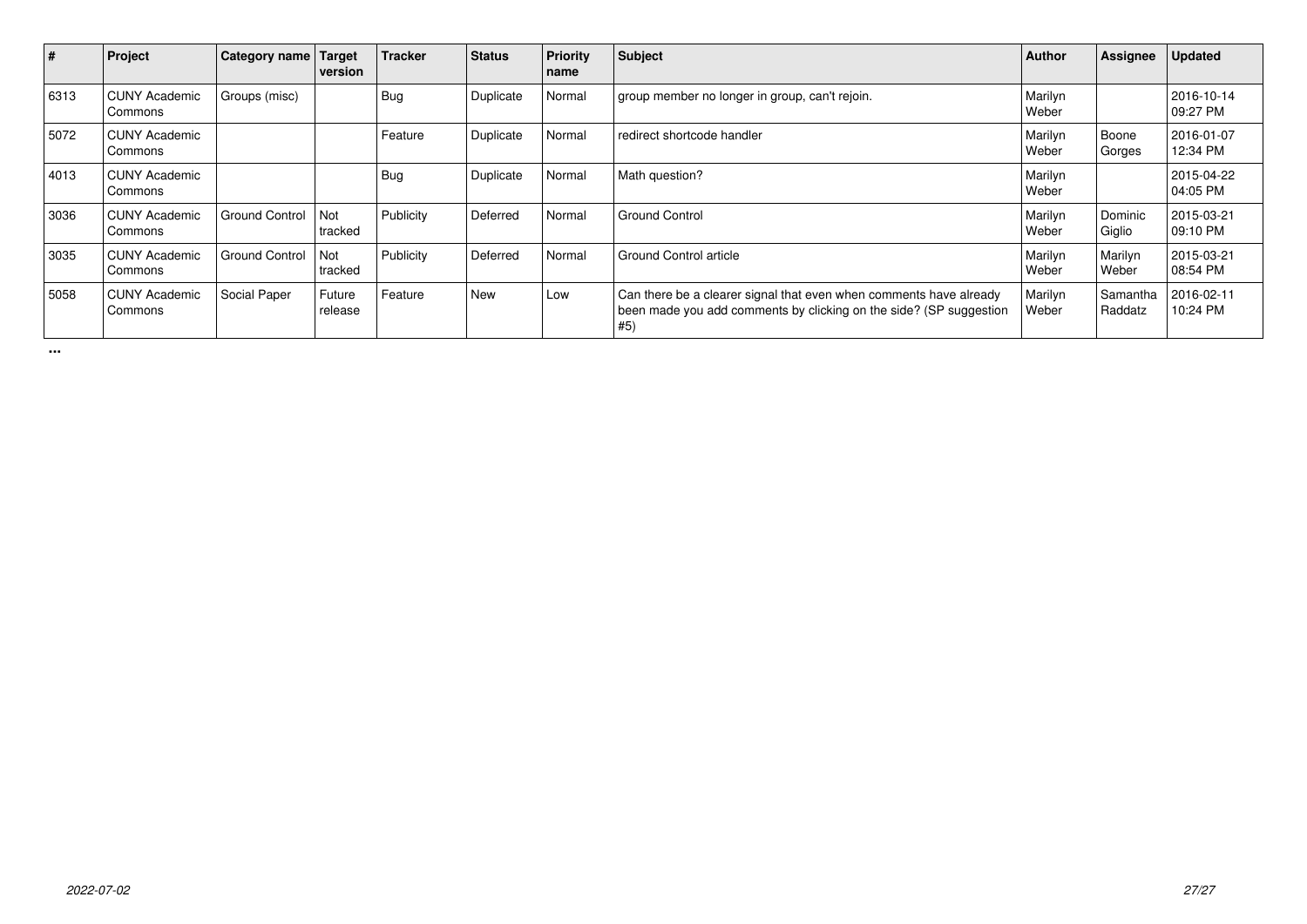| # | Project | Category name | Target version | Tracker | Status | Priority name | Subject | Author | Assignee | Updated |
|---|---|---|---|---|---|---|---|---|---|---|
| 6313 | CUNY Academic Commons | Groups (misc) | | Bug | Duplicate | Normal | group member no longer in group, can't rejoin. | Marilyn Weber | | 2016-10-14 09:27 PM |
| 5072 | CUNY Academic Commons | | | Feature | Duplicate | Normal | redirect shortcode handler | Marilyn Weber | Boone Gorges | 2016-01-07 12:34 PM |
| 4013 | CUNY Academic Commons | | | Bug | Duplicate | Normal | Math question? | Marilyn Weber | | 2015-04-22 04:05 PM |
| 3036 | CUNY Academic Commons | Ground Control | Not tracked | Publicity | Deferred | Normal | Ground Control | Marilyn Weber | Dominic Giglio | 2015-03-21 09:10 PM |
| 3035 | CUNY Academic Commons | Ground Control | Not tracked | Publicity | Deferred | Normal | Ground Control article | Marilyn Weber | Marilyn Weber | 2015-03-21 08:54 PM |
| 5058 | CUNY Academic Commons | Social Paper | Future release | Feature | New | Low | Can there be a clearer signal that even when comments have already been made you add comments by clicking on the side? (SP suggestion #5) | Marilyn Weber | Samantha Raddatz | 2016-02-11 10:24 PM |

...